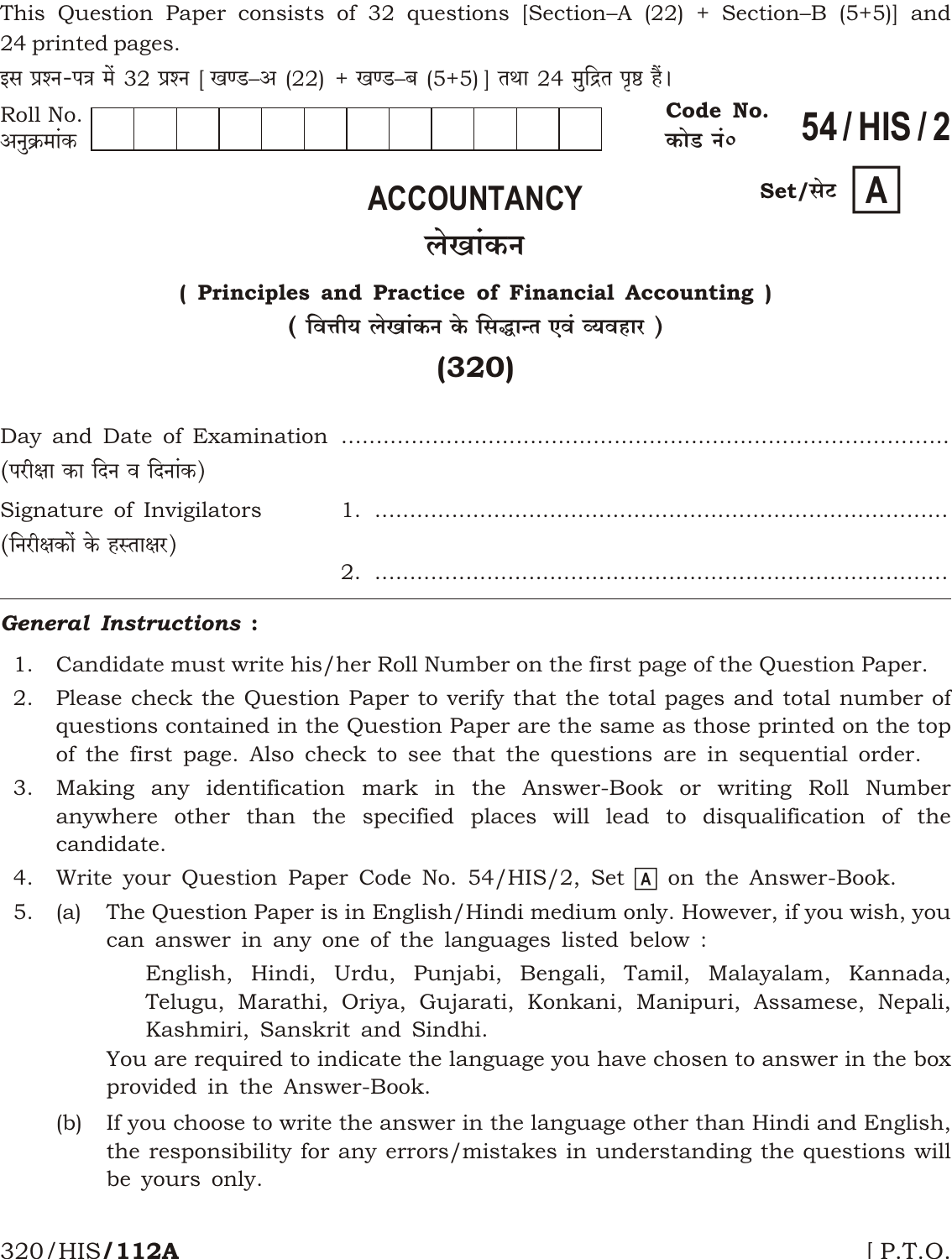This Question Paper consists of 32 questions [Section–A (22) + Section–B (5+5)] and 24 printed pages.

इस प्रश्न-पत्र में 32 प्रश्न [ खण्ड–अ (22) + खण्ड–ब (5+5) ] तथा 24 मुद्रित पृष्ठ हैं।

| Roll No. अनुक्रमांक | | | | | | | | | | | | |
|---|---|---|---|---|---|---|---|---|---|---|---|---|

**Code No. कोड नं०** **54 / HIS / 2**

**Set/सेट** **A**

# ACCOUNTANCY

# लेखांकन

## ( Principles and Practice of Financial Accounting )

## ( वित्तीय लेखांकन के सिद्धान्त एवं व्यवहार )

## (320)

Day and Date of Examination ..........................................................................
(परीक्षा का दिन व दिनांक)

Signature of Invigilators 1. ..........................................................................
(निरीक्षकों के हस्ताक्षर)

2. ..........................................................................

***General Instructions :***

1. Candidate must write his/her Roll Number on the first page of the Question Paper.
2. Please check the Question Paper to verify that the total pages and total number of questions contained in the Question Paper are the same as those printed on the top of the first page. Also check to see that the questions are in sequential order.
3. Making any identification mark in the Answer-Book or writing Roll Number anywhere other than the specified places will lead to disqualification of the candidate.
4. Write your Question Paper Code No. 54/HIS/2, Set A on the Answer-Book.
5. (a) The Question Paper is in English/Hindi medium only. However, if you wish, you can answer in any one of the languages listed below :

   English, Hindi, Urdu, Punjabi, Bengali, Tamil, Malayalam, Kannada, Telugu, Marathi, Oriya, Gujarati, Konkani, Manipuri, Assamese, Nepali, Kashmiri, Sanskrit and Sindhi.

   You are required to indicate the language you have chosen to answer in the box provided in the Answer-Book.

   (b) If you choose to write the answer in the language other than Hindi and English, the responsibility for any errors/mistakes in understanding the questions will be yours only.

320/HIS/**112A**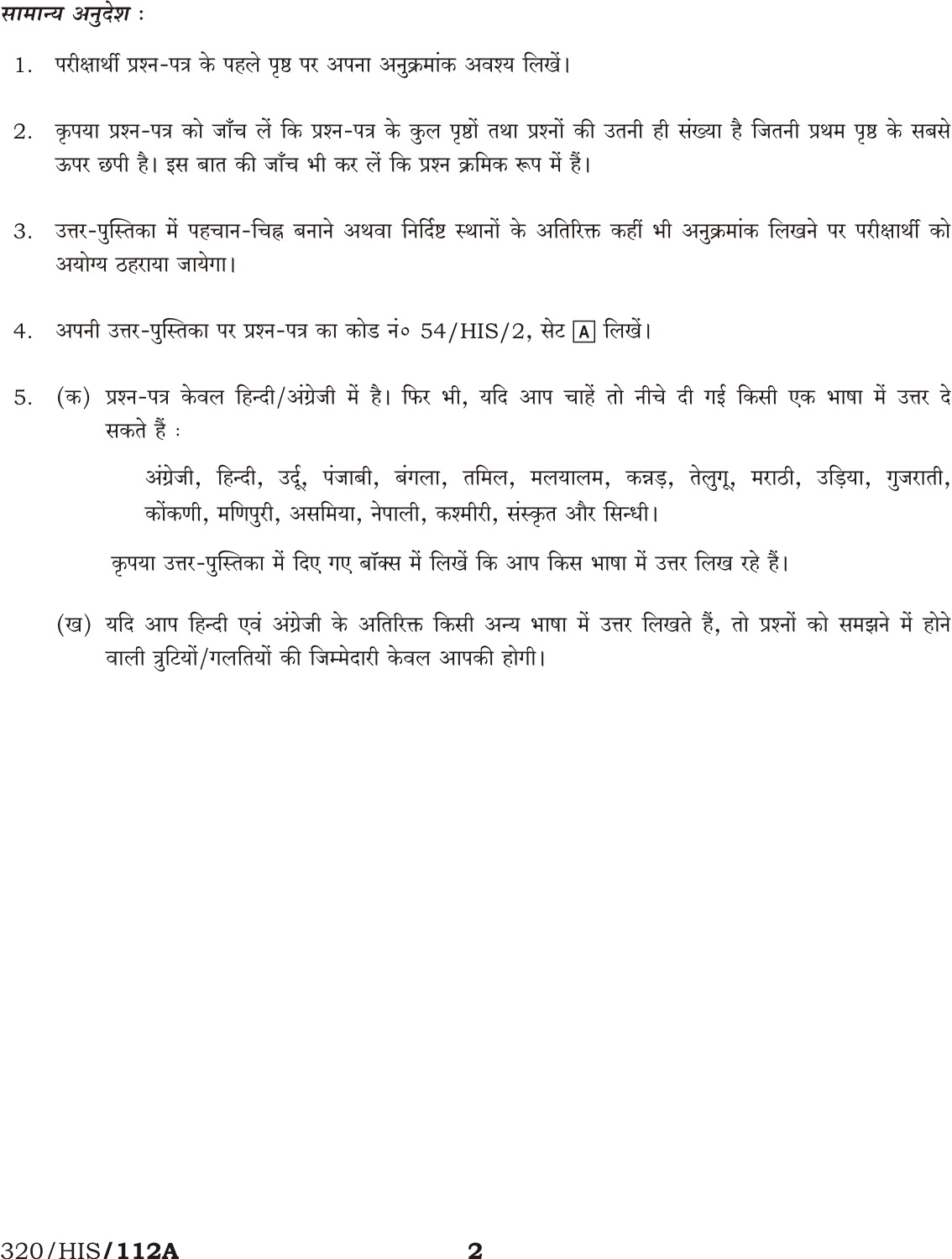*सामान्य अनुदेश :*

1. परीक्षार्थी प्रश्न-पत्र के पहले पृष्ठ पर अपना अनुक्रमांक अवश्य लिखें।

2. कृपया प्रश्न-पत्र को जाँच लें कि प्रश्न-पत्र के कुल पृष्ठों तथा प्रश्नों की उतनी ही संख्या है जितनी प्रथम पृष्ठ के सबसे ऊपर छपी है। इस बात की जाँच भी कर लें कि प्रश्न क्रमिक रूप में हैं।

3. उत्तर-पुस्तिका में पहचान-चिह्न बनाने अथवा निर्दिष्ट स्थानों के अतिरिक्त कहीं भी अनुक्रमांक लिखने पर परीक्षार्थी को अयोग्य ठहराया जायेगा।

4. अपनी उत्तर-पुस्तिका पर प्रश्न-पत्र का कोड नं० 54/HIS/2, सेट [A] लिखें।

5. (क) प्रश्न-पत्र केवल हिन्दी/अंग्रेजी में है। फिर भी, यदि आप चाहें तो नीचे दी गई किसी एक भाषा में उत्तर दे सकते हैं :

   अंग्रेजी, हिन्दी, उर्दू, पंजाबी, बंगला, तमिल, मलयालम, कन्नड़, तेलुगू, मराठी, उड़िया, गुजराती, कोंकणी, मणिपुरी, असमिया, नेपाली, कश्मीरी, संस्कृत और सिन्धी।

   कृपया उत्तर-पुस्तिका में दिए गए बॉक्स में लिखें कि आप किस भाषा में उत्तर लिख रहे हैं।

   (ख) यदि आप हिन्दी एवं अंग्रेजी के अतिरिक्त किसी अन्य भाषा में उत्तर लिखते हैं, तो प्रश्नों को समझने में होने वाली त्रुटियों/गलतियों की जिम्मेदारी केवल आपकी होगी।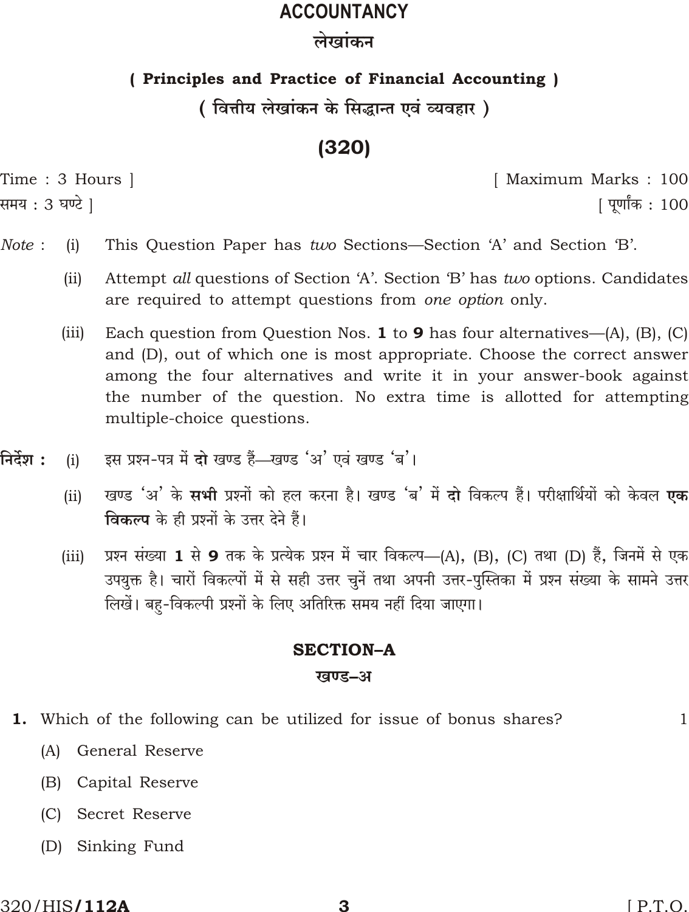# ACCOUNTANCY

# लेखांकन

## ( Principles and Practice of Financial Accounting )

## ( वित्तीय लेखांकन के सिद्धान्त एवं व्यवहार )

## (320)

Time : 3 Hours ] [ Maximum Marks : 100

समय : 3 घण्टे ] [ पूर्णांक : 100

*Note* : (i) This Question Paper has *two* Sections—Section 'A' and Section 'B'.

(ii) Attempt *all* questions of Section 'A'. Section 'B' has *two* options. Candidates are required to attempt questions from *one option* only.

(iii) Each question from Question Nos. **1** to **9** has four alternatives—(A), (B), (C) and (D), out of which one is most appropriate. Choose the correct answer among the four alternatives and write it in your answer-book against the number of the question. No extra time is allotted for attempting multiple-choice questions.

**निर्देश :** (i) इस प्रश्न-पत्र में **दो** खण्ड हैं—खण्ड 'अ' एवं खण्ड 'ब'।

(ii) खण्ड 'अ' के **सभी** प्रश्नों को हल करना है। खण्ड 'ब' में **दो** विकल्प हैं। परीक्षार्थियों को केवल **एक विकल्प** के ही प्रश्नों के उत्तर देने हैं।

(iii) प्रश्न संख्या **1** से **9** तक के प्रत्येक प्रश्न में चार विकल्प—(A), (B), (C) तथा (D) हैं, जिनमें से एक उपयुक्त है। चारों विकल्पों में से सही उत्तर चुनें तथा अपनी उत्तर-पुस्तिका में प्रश्न संख्या के सामने उत्तर लिखें। बहु-विकल्पी प्रश्नों के लिए अतिरिक्त समय नहीं दिया जाएगा।

## SECTION–A

## खण्ड–अ

**1.** Which of the following can be utilized for issue of bonus shares? 1

(A) General Reserve

(B) Capital Reserve

(C) Secret Reserve

(D) Sinking Fund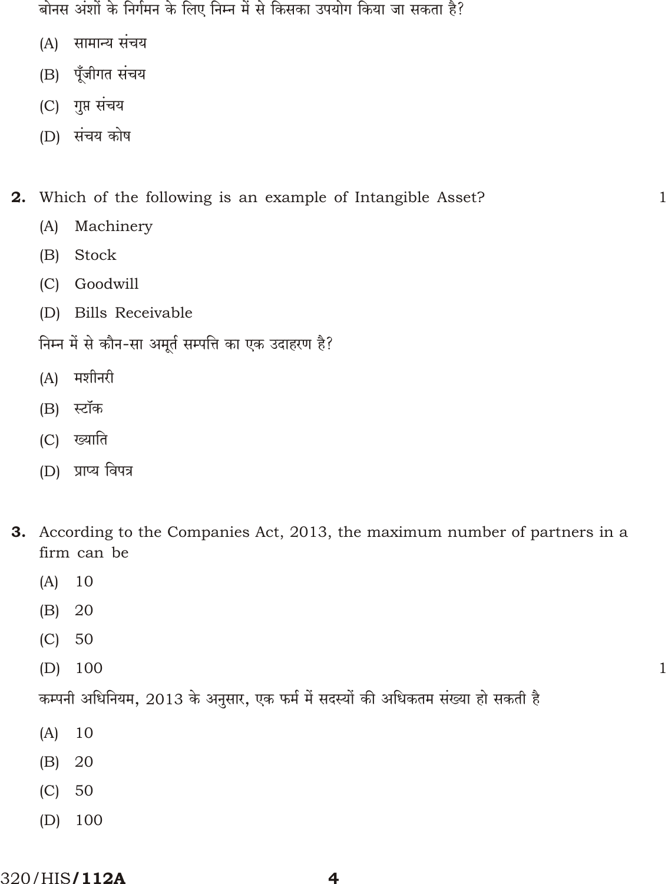बोनस अंशों के निर्गमन के लिए निम्न में से किसका उपयोग किया जा सकता है?

(A) सामान्य संचय

(B) पूँजीगत संचय

(C) गुप्त संचय

(D) संचय कोष

**2.** Which of the following is an example of Intangible Asset? 1

(A) Machinery

(B) Stock

(C) Goodwill

(D) Bills Receivable

निम्न में से कौन-सा अमूर्त सम्पत्ति का एक उदाहरण है?

(A) मशीनरी

(B) स्टॉक

(C) ख्याति

(D) प्राप्य विपत्र

**3.** According to the Companies Act, 2013, the maximum number of partners in a firm can be

(A) 10

(B) 20

(C) 50

(D) 100 1

कम्पनी अधिनियम, 2013 के अनुसार, एक फर्म में सदस्यों की अधिकतम संख्या हो सकती है

(A) 10

(B) 20

(C) 50

(D) 100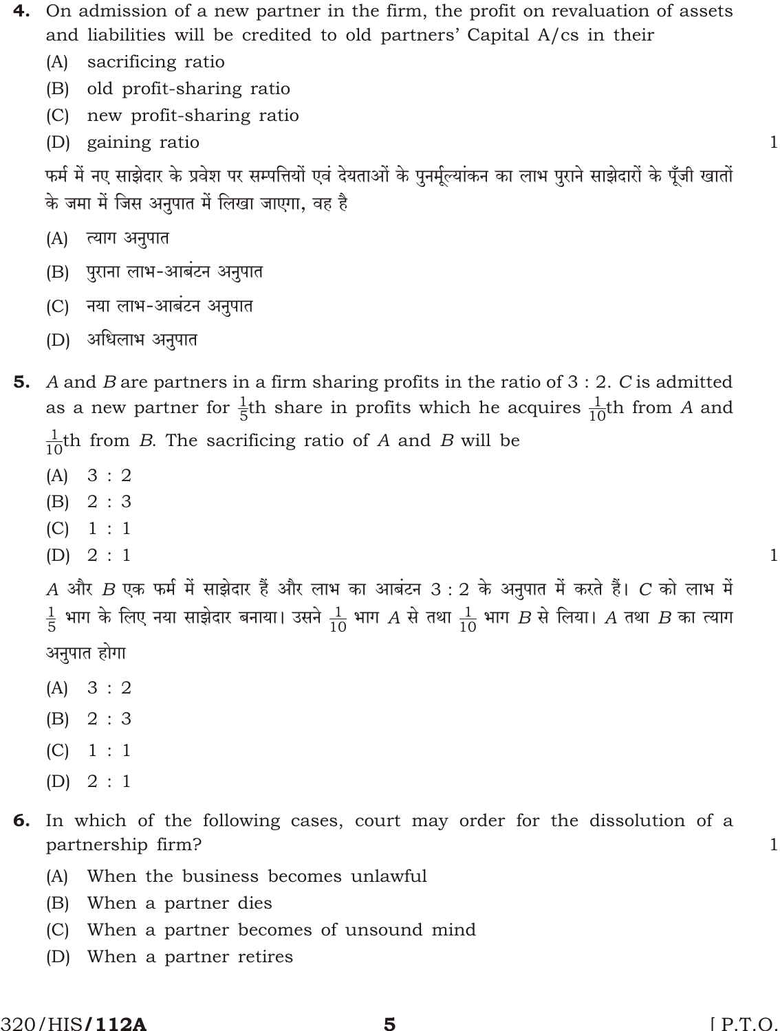**4.** On admission of a new partner in the firm, the profit on revaluation of assets and liabilities will be credited to old partners' Capital A/cs in their 1

(A) sacrificing ratio

(B) old profit-sharing ratio

(C) new profit-sharing ratio

(D) gaining ratio

फर्म में नए साझेदार के प्रवेश पर सम्पत्तियों एवं देयताओं के पुनर्मूल्यांकन का लाभ पुराने साझेदारों के पूँजी खातों के जमा में जिस अनुपात में लिखा जाएगा, वह है

(A) त्याग अनुपात

(B) पुराना लाभ-आबंटन अनुपात

(C) नया लाभ-आबंटन अनुपात

(D) अधिलाभ अनुपात

**5.** *A* and *B* are partners in a firm sharing profits in the ratio of 3 : 2. *C* is admitted as a new partner for $\frac{1}{5}$th share in profits which he acquires $\frac{1}{10}$th from *A* and $\frac{1}{10}$th from *B*. The sacrificing ratio of *A* and *B* will be 1

(A) 3 : 2

(B) 2 : 3

(C) 1 : 1

(D) 2 : 1

*A* और *B* एक फर्म में साझेदार हैं और लाभ का आबंटन 3 : 2 के अनुपात में करते हैं। *C* को लाभ में $\frac{1}{5}$ भाग के लिए नया साझेदार बनाया। उसने $\frac{1}{10}$ भाग *A* से तथा $\frac{1}{10}$ भाग *B* से लिया। *A* तथा *B* का त्याग अनुपात होगा

(A) 3 : 2

(B) 2 : 3

(C) 1 : 1

(D) 2 : 1

**6.** In which of the following cases, court may order for the dissolution of a partnership firm? 1

(A) When the business becomes unlawful

(B) When a partner dies

(C) When a partner becomes of unsound mind

(D) When a partner retires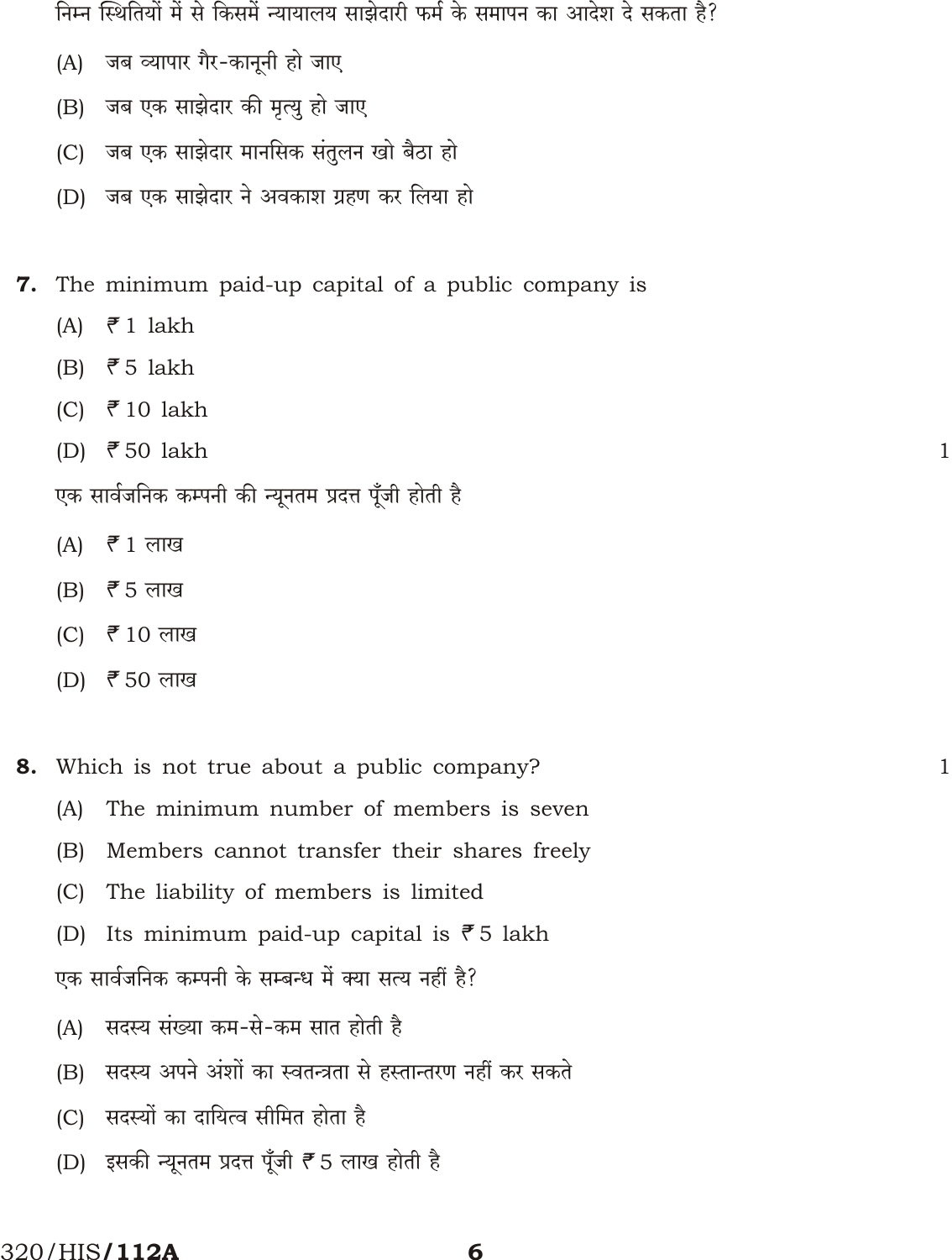निम्न स्थितियों में से किसमें न्यायालय साझेदारी फर्म के समापन का आदेश दे सकता है?

(A) जब व्यापार गैर-कानूनी हो जाए

(B) जब एक साझेदार की मृत्यु हो जाए

(C) जब एक साझेदार मानसिक संतुलन खो बैठा हो

(D) जब एक साझेदार ने अवकाश ग्रहण कर लिया हो

**7.** The minimum paid-up capital of a public company is 1

(A) ₹ 1 lakh

(B) ₹ 5 lakh

(C) ₹ 10 lakh

(D) ₹ 50 lakh

एक सार्वजनिक कम्पनी की न्यूनतम प्रदत्त पूँजी होती है

(A) ₹ 1 लाख

(B) ₹ 5 लाख

(C) ₹ 10 लाख

(D) ₹ 50 लाख

**8.** Which is not true about a public company? 1

(A) The minimum number of members is seven

(B) Members cannot transfer their shares freely

(C) The liability of members is limited

(D) Its minimum paid-up capital is ₹ 5 lakh

एक सार्वजनिक कम्पनी के सम्बन्ध में क्या सत्य नहीं है?

(A) सदस्य संख्या कम-से-कम सात होती है

(B) सदस्य अपने अंशों का स्वतन्त्रता से हस्तान्तरण नहीं कर सकते

(C) सदस्यों का दायित्व सीमित होता है

(D) इसकी न्यूनतम प्रदत्त पूँजी ₹ 5 लाख होती है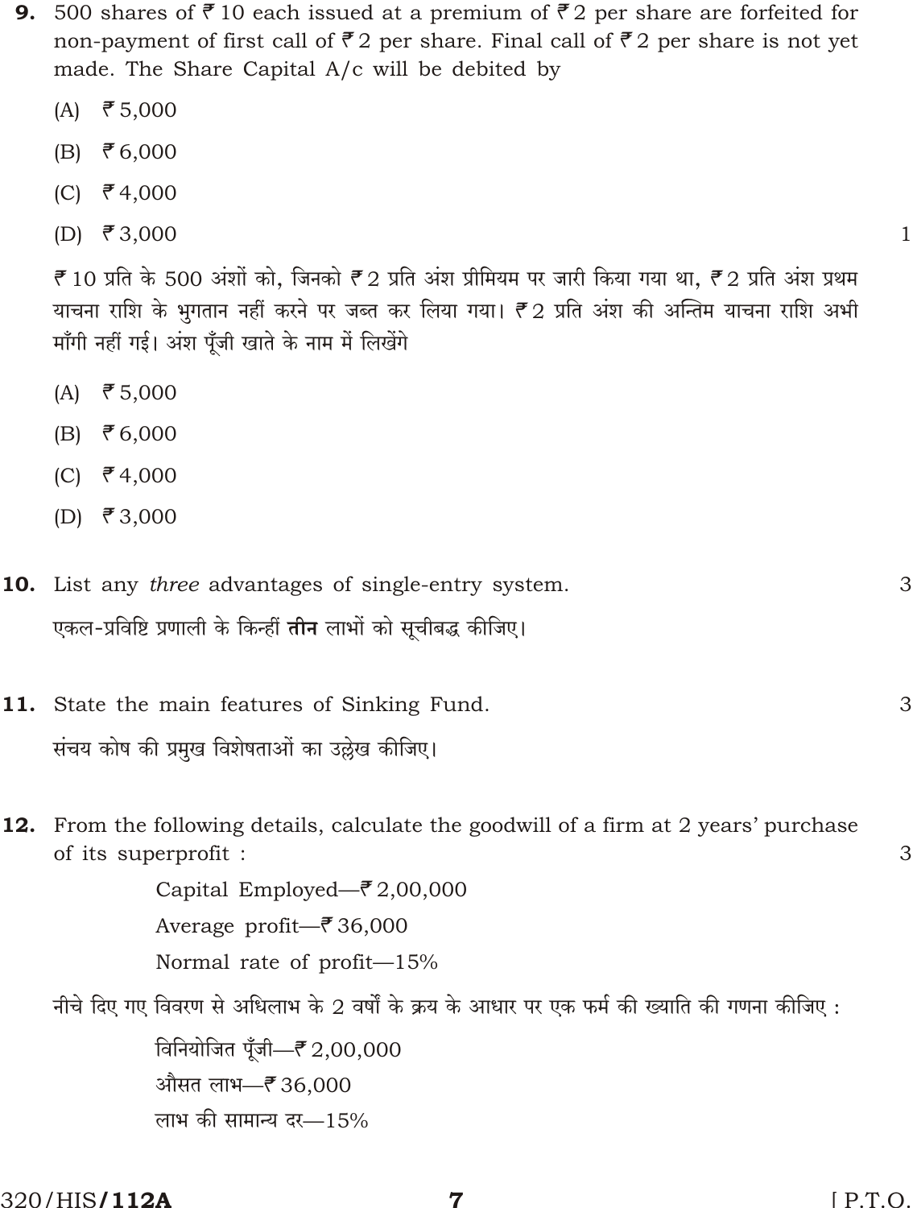**9.** 500 shares of ₹ 10 each issued at a premium of ₹ 2 per share are forfeited for non-payment of first call of ₹ 2 per share. Final call of ₹ 2 per share is not yet made. The Share Capital A/c will be debited by 1

(A) ₹ 5,000

(B) ₹ 6,000

(C) ₹ 4,000

(D) ₹ 3,000

₹ 10 प्रति के 500 अंशों को, जिनको ₹ 2 प्रति अंश प्रीमियम पर जारी किया गया था, ₹ 2 प्रति अंश प्रथम याचना राशि के भुगतान नहीं करने पर जब्त कर लिया गया। ₹ 2 प्रति अंश की अन्तिम याचना राशि अभी माँगी नहीं गई। अंश पूँजी खाते के नाम में लिखेंगे

(A) ₹ 5,000

(B) ₹ 6,000

(C) ₹ 4,000

(D) ₹ 3,000

**10.** List any *three* advantages of single-entry system. 3

एकल-प्रविष्टि प्रणाली के किन्हीं **तीन** लाभों को सूचीबद्ध कीजिए।

**11.** State the main features of Sinking Fund. 3

संचय कोष की प्रमुख विशेषताओं का उल्लेख कीजिए।

**12.** From the following details, calculate the goodwill of a firm at 2 years' purchase of its superprofit : 3

Capital Employed—₹ 2,00,000

Average profit—₹ 36,000

Normal rate of profit—15%

नीचे दिए गए विवरण से अधिलाभ के 2 वर्षों के क्रय के आधार पर एक फर्म की ख्याति की गणना कीजिए :

विनियोजित पूँजी—₹ 2,00,000

औसत लाभ—₹ 36,000

लाभ की सामान्य दर—15%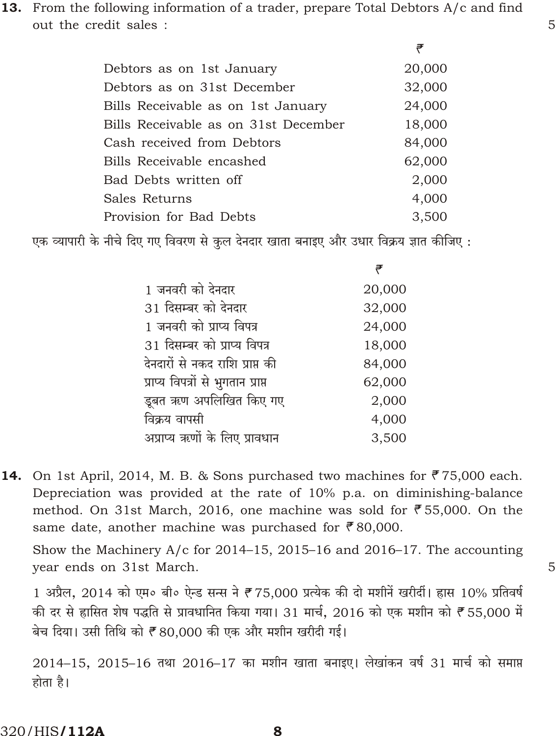**13.** From the following information of a trader, prepare Total Debtors A/c and find out the credit sales : 5

| | ₹ |
|---|---|
| Debtors as on 1st January | 20,000 |
| Debtors as on 31st December | 32,000 |
| Bills Receivable as on 1st January | 24,000 |
| Bills Receivable as on 31st December | 18,000 |
| Cash received from Debtors | 84,000 |
| Bills Receivable encashed | 62,000 |
| Bad Debts written off | 2,000 |
| Sales Returns | 4,000 |
| Provision for Bad Debts | 3,500 |

एक व्यापारी के नीचे दिए गए विवरण से कुल देनदार खाता बनाइए और उधार विक्रय ज्ञात कीजिए :

| | ₹ |
|---|---|
| 1 जनवरी को देनदार | 20,000 |
| 31 दिसम्बर को देनदार | 32,000 |
| 1 जनवरी को प्राप्य विपत्र | 24,000 |
| 31 दिसम्बर को प्राप्य विपत्र | 18,000 |
| देनदारों से नकद राशि प्राप्त की | 84,000 |
| प्राप्य विपत्रों से भुगतान प्राप्त | 62,000 |
| डूबत ऋण अपलिखित किए गए | 2,000 |
| विक्रय वापसी | 4,000 |
| अप्राप्य ऋणों के लिए प्रावधान | 3,500 |

**14.** On 1st April, 2014, M. B. & Sons purchased two machines for ₹ 75,000 each. Depreciation was provided at the rate of 10% p.a. on diminishing-balance method. On 31st March, 2016, one machine was sold for ₹ 55,000. On the same date, another machine was purchased for ₹ 80,000.

Show the Machinery A/c for 2014–15, 2015–16 and 2016–17. The accounting year ends on 31st March. 5

1 अप्रैल, 2014 को एम० बी० ऐन्ड सन्स ने ₹ 75,000 प्रत्येक की दो मशीनें खरीदीं। ह्रास 10% प्रतिवर्ष की दर से ह्रासित शेष पद्धति से प्रावधानित किया गया। 31 मार्च, 2016 को एक मशीन को ₹ 55,000 में बेच दिया। उसी तिथि को ₹ 80,000 की एक और मशीन खरीदी गई।

2014–15, 2015–16 तथा 2016–17 का मशीन खाता बनाइए। लेखांकन वर्ष 31 मार्च को समाप्त होता है।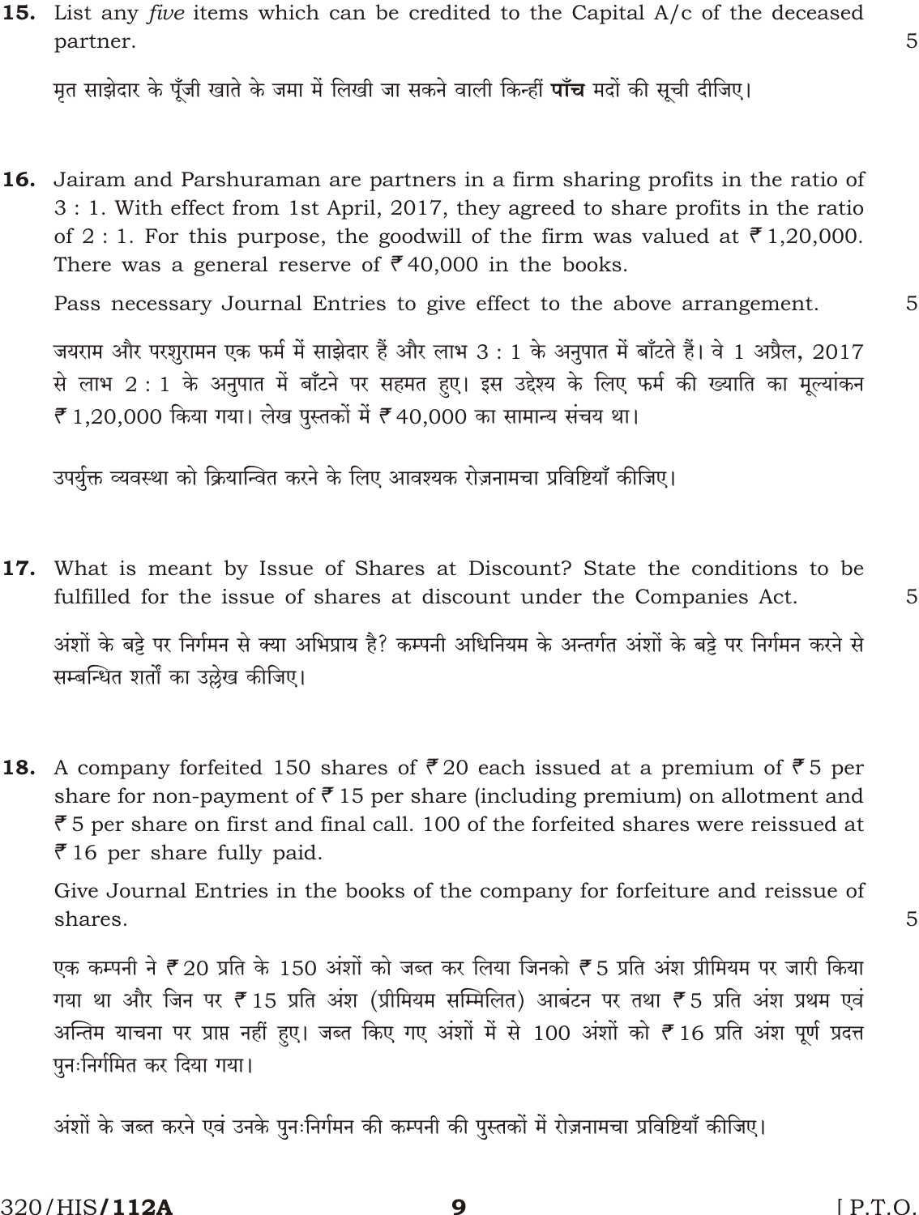**15.** List any *five* items which can be credited to the Capital A/c of the deceased partner. 5

मृत साझेदार के पूँजी खाते के जमा में लिखी जा सकने वाली किन्हीं **पाँच** मदों की सूची दीजिए।

**16.** Jairam and Parshuraman are partners in a firm sharing profits in the ratio of 3 : 1. With effect from 1st April, 2017, they agreed to share profits in the ratio of 2 : 1. For this purpose, the goodwill of the firm was valued at ₹ 1,20,000. There was a general reserve of ₹ 40,000 in the books.

Pass necessary Journal Entries to give effect to the above arrangement. 5

जयराम और परशुरामन एक फर्म में साझेदार हैं और लाभ 3 : 1 के अनुपात में बाँटते हैं। वे 1 अप्रैल, 2017 से लाभ 2 : 1 के अनुपात में बाँटने पर सहमत हुए। इस उद्देश्य के लिए फर्म की ख्याति का मूल्यांकन ₹ 1,20,000 किया गया। लेख पुस्तकों में ₹ 40,000 का सामान्य संचय था।

उपर्युक्त व्यवस्था को क्रियान्वित करने के लिए आवश्यक रोज़नामचा प्रविष्टियाँ कीजिए।

**17.** What is meant by Issue of Shares at Discount? State the conditions to be fulfilled for the issue of shares at discount under the Companies Act. 5

अंशों के बट्टे पर निर्गमन से क्या अभिप्राय है? कम्पनी अधिनियम के अन्तर्गत अंशों के बट्टे पर निर्गमन करने से सम्बन्धित शर्तों का उल्लेख कीजिए।

**18.** A company forfeited 150 shares of ₹ 20 each issued at a premium of ₹ 5 per share for non-payment of ₹ 15 per share (including premium) on allotment and ₹ 5 per share on first and final call. 100 of the forfeited shares were reissued at ₹ 16 per share fully paid.

Give Journal Entries in the books of the company for forfeiture and reissue of shares. 5

एक कम्पनी ने ₹ 20 प्रति के 150 अंशों को जब्त कर लिया जिनको ₹ 5 प्रति अंश प्रीमियम पर जारी किया गया था और जिन पर ₹ 15 प्रति अंश (प्रीमियम सम्मिलित) आबंटन पर तथा ₹ 5 प्रति अंश प्रथम एवं अन्तिम याचना पर प्राप्त नहीं हुए। जब्त किए गए अंशों में से 100 अंशों को ₹ 16 प्रति अंश पूर्ण प्रदत्त पुनःनिर्गमित कर दिया गया।

अंशों के जब्त करने एवं उनके पुनःनिर्गमन की कम्पनी की पुस्तकों में रोज़नामचा प्रविष्टियाँ कीजिए।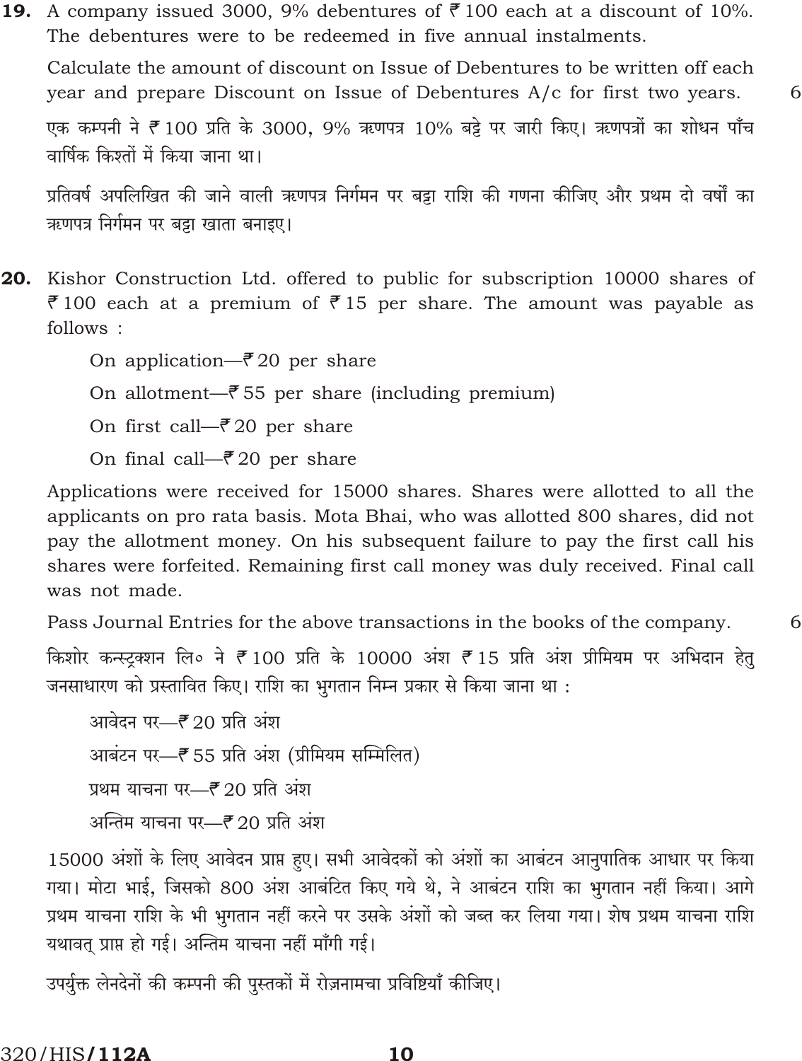**19.** A company issued 3000, 9% debentures of ₹ 100 each at a discount of 10%. The debentures were to be redeemed in five annual instalments.

Calculate the amount of discount on Issue of Debentures to be written off each year and prepare Discount on Issue of Debentures A/c for first two years. 6

एक कम्पनी ने ₹ 100 प्रति के 3000, 9% ऋणपत्र 10% बट्टे पर जारी किए। ऋणपत्रों का शोधन पाँच वार्षिक किश्तों में किया जाना था।

प्रतिवर्ष अपलिखित की जाने वाली ऋणपत्र निर्गमन पर बट्टा राशि की गणना कीजिए और प्रथम दो वर्षों का ऋणपत्र निर्गमन पर बट्टा खाता बनाइए।

**20.** Kishor Construction Ltd. offered to public for subscription 10000 shares of ₹ 100 each at a premium of ₹ 15 per share. The amount was payable as follows :

On application—₹ 20 per share

On allotment—₹ 55 per share (including premium)

On first call—₹ 20 per share

On final call—₹ 20 per share

Applications were received for 15000 shares. Shares were allotted to all the applicants on pro rata basis. Mota Bhai, who was allotted 800 shares, did not pay the allotment money. On his subsequent failure to pay the first call his shares were forfeited. Remaining first call money was duly received. Final call was not made.

Pass Journal Entries for the above transactions in the books of the company. 6

किशोर कन्स्ट्रक्शन लि० ने ₹ 100 प्रति के 10000 अंश ₹ 15 प्रति अंश प्रीमियम पर अभिदान हेतु जनसाधारण को प्रस्तावित किए। राशि का भुगतान निम्न प्रकार से किया जाना था :

आवेदन पर—₹ 20 प्रति अंश

आबंटन पर—₹ 55 प्रति अंश (प्रीमियम सम्मिलित)

प्रथम याचना पर—₹ 20 प्रति अंश

अन्तिम याचना पर—₹ 20 प्रति अंश

15000 अंशों के लिए आवेदन प्राप्त हुए। सभी आवेदकों को अंशों का आबंटन आनुपातिक आधार पर किया गया। मोटा भाई, जिसको 800 अंश आबंटित किए गये थे, ने आबंटन राशि का भुगतान नहीं किया। आगे प्रथम याचना राशि के भी भुगतान नहीं करने पर उसके अंशों को जब्त कर लिया गया। शेष प्रथम याचना राशि यथावत् प्राप्त हो गई। अन्तिम याचना नहीं माँगी गई।

उपर्युक्त लेनदेनों की कम्पनी की पुस्तकों में रोज़नामचा प्रविष्टियाँ कीजिए।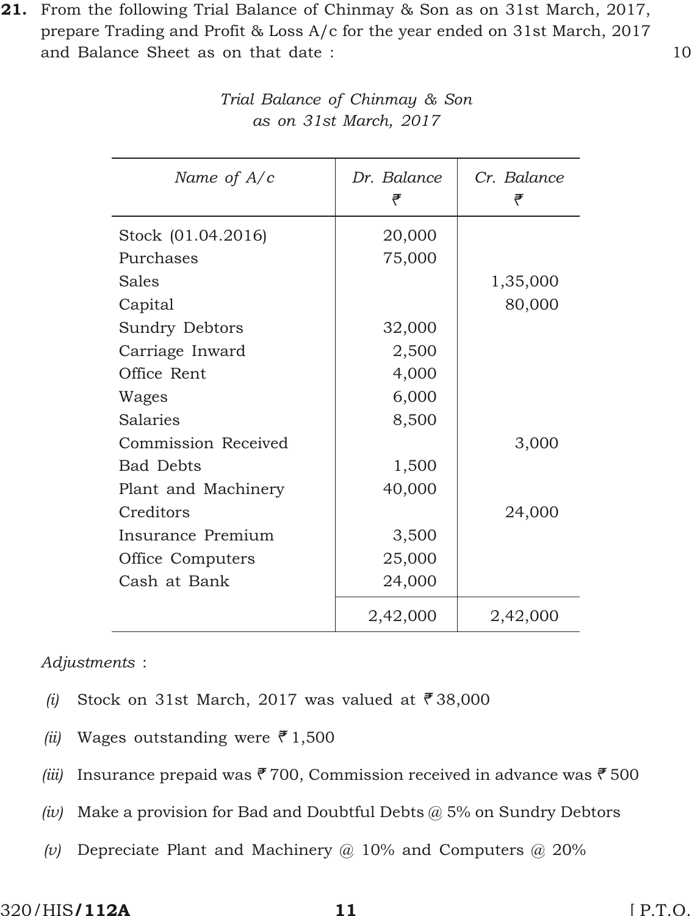**21.** From the following Trial Balance of Chinmay & Son as on 31st March, 2017, prepare Trading and Profit & Loss A/c for the year ended on 31st March, 2017 and Balance Sheet as on that date : 10

*Trial Balance of Chinmay & Son*
*as on 31st March, 2017*

| *Name of A/c* | *Dr. Balance* ₹ | *Cr. Balance* ₹ |
|---|---|---|
| Stock (01.04.2016) | 20,000 | |
| Purchases | 75,000 | |
| Sales | | 1,35,000 |
| Capital | | 80,000 |
| Sundry Debtors | 32,000 | |
| Carriage Inward | 2,500 | |
| Office Rent | 4,000 | |
| Wages | 6,000 | |
| Salaries | 8,500 | |
| Commission Received | | 3,000 |
| Bad Debts | 1,500 | |
| Plant and Machinery | 40,000 | |
| Creditors | | 24,000 |
| Insurance Premium | 3,500 | |
| Office Computers | 25,000 | |
| Cash at Bank | 24,000 | |
| | 2,42,000 | 2,42,000 |

*Adjustments* :

*(i)* Stock on 31st March, 2017 was valued at ₹ 38,000

*(ii)* Wages outstanding were ₹ 1,500

*(iii)* Insurance prepaid was ₹ 700, Commission received in advance was ₹ 500

*(iv)* Make a provision for Bad and Doubtful Debts @ 5% on Sundry Debtors

*(v)* Depreciate Plant and Machinery @ 10% and Computers @ 20%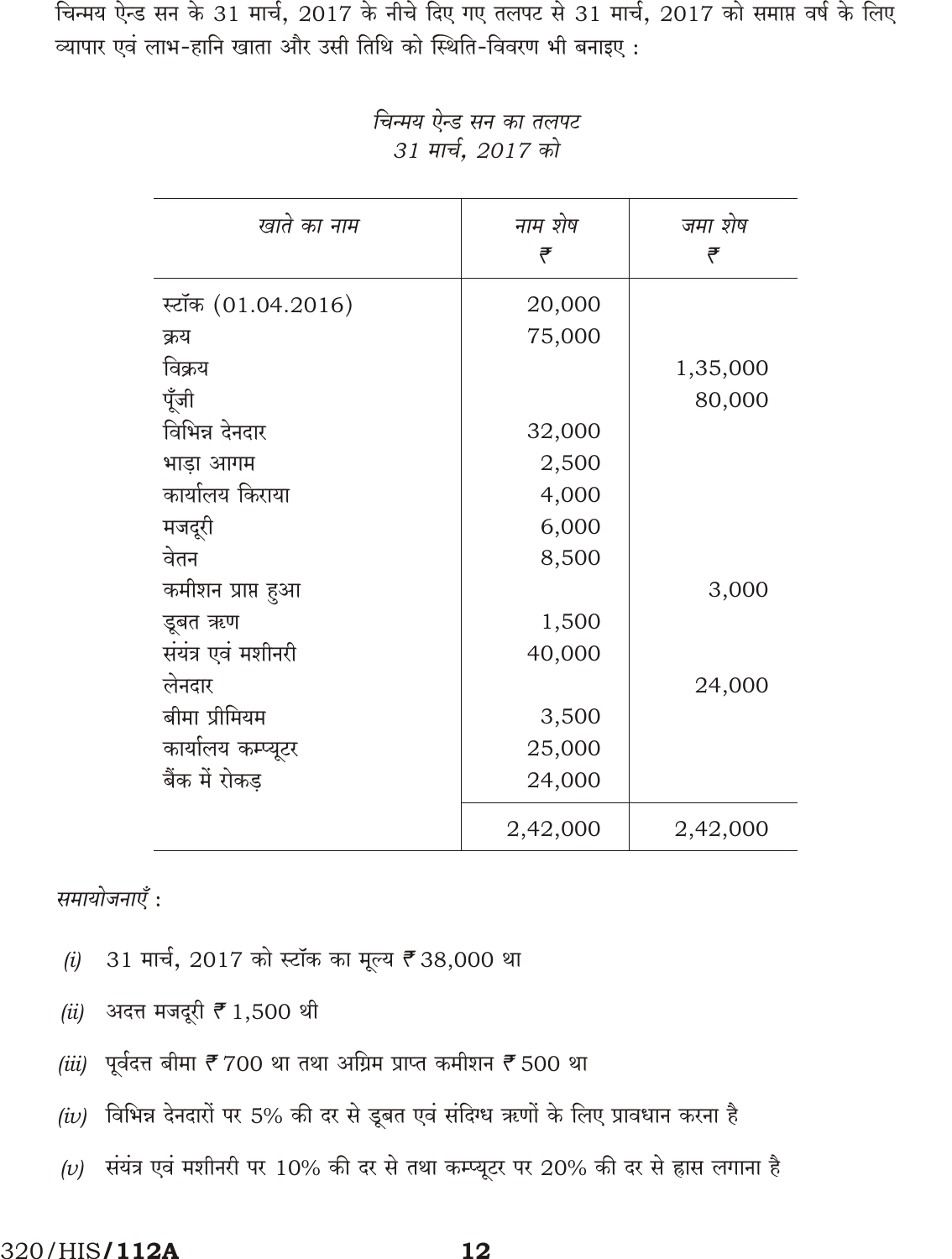चिन्मय ऐन्ड सन के 31 मार्च, 2017 के नीचे दिए गए तलपट से 31 मार्च, 2017 को समाप्त वर्ष के लिए व्यापार एवं लाभ-हानि खाता और उसी तिथि को स्थिति-विवरण भी बनाइए :

*चिन्मय ऐन्ड सन का तलपट*
*31 मार्च, 2017 को*

| *खाते का नाम* | *नाम शेष* ₹ | *जमा शेष* ₹ |
|---|---|---|
| स्टॉक (01.04.2016) | 20,000 | |
| क्रय | 75,000 | |
| विक्रय | | 1,35,000 |
| पूँजी | | 80,000 |
| विभिन्न देनदार | 32,000 | |
| भाड़ा आगम | 2,500 | |
| कार्यालय किराया | 4,000 | |
| मजदूरी | 6,000 | |
| वेतन | 8,500 | |
| कमीशन प्राप्त हुआ | | 3,000 |
| डूबत ऋण | 1,500 | |
| संयंत्र एवं मशीनरी | 40,000 | |
| लेनदार | | 24,000 |
| बीमा प्रीमियम | 3,500 | |
| कार्यालय कम्प्यूटर | 25,000 | |
| बैंक में रोकड़ | 24,000 | |
| | 2,42,000 | 2,42,000 |

*समायोजनाएँ :*

*(i)* 31 मार्च, 2017 को स्टॉक का मूल्य ₹ 38,000 था

*(ii)* अदत्त मजदूरी ₹ 1,500 थी

*(iii)* पूर्वदत्त बीमा ₹ 700 था तथा अग्रिम प्राप्त कमीशन ₹ 500 था

*(iv)* विभिन्न देनदारों पर 5% की दर से डूबत एवं संदिग्ध ऋणों के लिए प्रावधान करना है

*(v)* संयंत्र एवं मशीनरी पर 10% की दर से तथा कम्प्यूटर पर 20% की दर से ह्रास लगाना है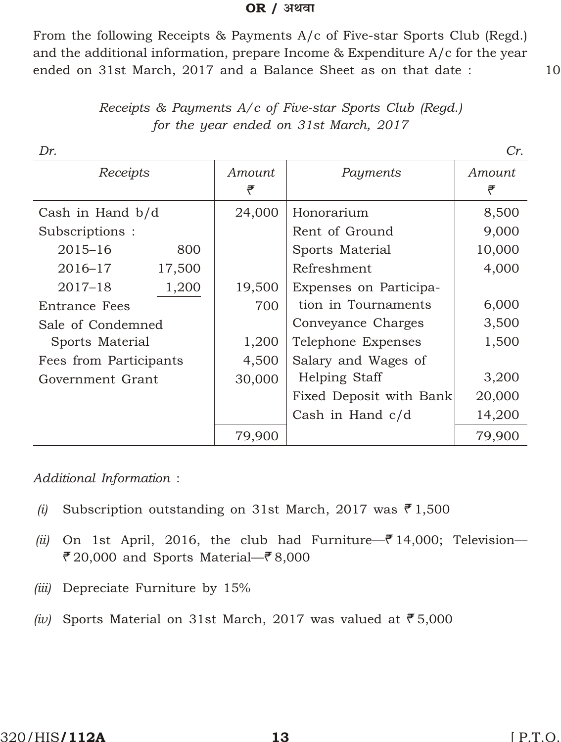**OR / अथवा**

From the following Receipts & Payments A/c of Five-star Sports Club (Regd.) and the additional information, prepare Income & Expenditure A/c for the year ended on 31st March, 2017 and a Balance Sheet as on that date : 10

*Receipts & Payments A/c of Five-star Sports Club (Regd.)*
*for the year ended on 31st March, 2017*

| *Dr.* | | | | *Cr.* |
|---|---|---|---|---|
| *Receipts* | | *Amount* ₹ | *Payments* | *Amount* ₹ |
| Cash in Hand b/d | | 24,000 | Honorarium | 8,500 |
| Subscriptions : | | | Rent of Ground | 9,000 |
| 2015–16 | 800 | | Sports Material | 10,000 |
| 2016–17 | 17,500 | | Refreshment | 4,000 |
| 2017–18 | 1,200 | 19,500 | Expenses on Participation in Tournaments | 6,000 |
| Entrance Fees | | 700 | Conveyance Charges | 3,500 |
| Sale of Condemned Sports Material | | 1,200 | Telephone Expenses | 1,500 |
| Fees from Participants | | 4,500 | Salary and Wages of Helping Staff | 3,200 |
| Government Grant | | 30,000 | Fixed Deposit with Bank | 20,000 |
| | | | Cash in Hand c/d | 14,200 |
| | | 79,900 | | 79,900 |

*Additional Information* :

*(i)* Subscription outstanding on 31st March, 2017 was ₹ 1,500

*(ii)* On 1st April, 2016, the club had Furniture—₹ 14,000; Television—₹ 20,000 and Sports Material—₹ 8,000

*(iii)* Depreciate Furniture by 15%

*(iv)* Sports Material on 31st March, 2017 was valued at ₹ 5,000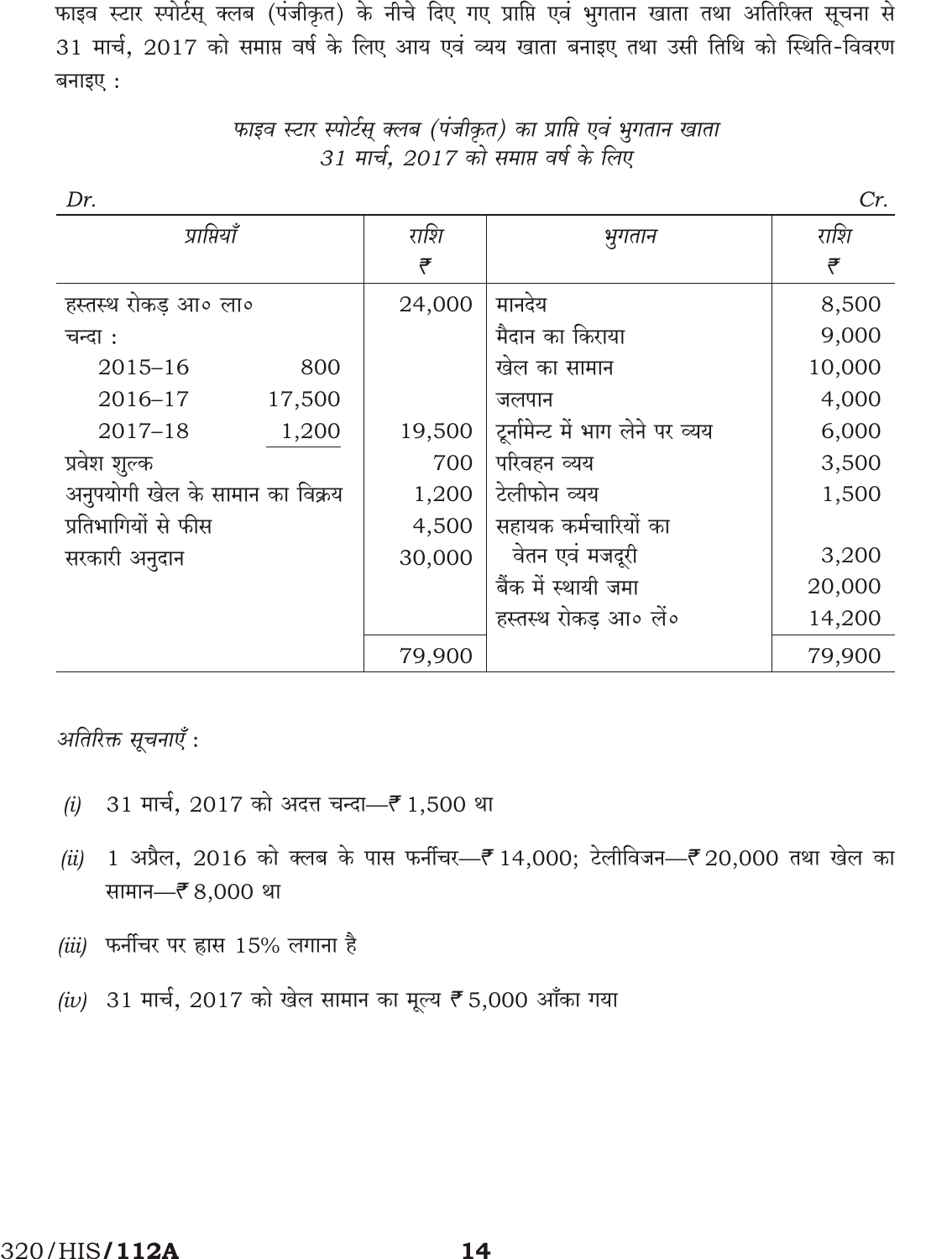फाइव स्टार स्पोर्टस् क्लब (पंजीकृत) के नीचे दिए गए प्राप्ति एवं भुगतान खाता तथा अतिरिक्त सूचना से 31 मार्च, 2017 को समाप्त वर्ष के लिए आय एवं व्यय खाता बनाइए तथा उसी तिथि को स्थिति-विवरण बनाइए :

*फाइव स्टार स्पोर्टस् क्लब (पंजीकृत) का प्राप्ति एवं भुगतान खाता*
*31 मार्च, 2017 को समाप्त वर्ष के लिए*

| *Dr.* | | | | *Cr.* |
|---|---|---|---|---|
| *प्राप्तियाँ* | | *राशि* ₹ | *भुगतान* | *राशि* ₹ |
| हस्तस्थ रोकड़ आ० ला० | | 24,000 | मानदेय | 8,500 |
| चन्दा : | | | मैदान का किराया | 9,000 |
| 2015–16 | 800 | | खेल का सामान | 10,000 |
| 2016–17 | 17,500 | | जलपान | 4,000 |
| 2017–18 | 1,200 | 19,500 | टूर्नामेन्ट में भाग लेने पर व्यय | 6,000 |
| प्रवेश शुल्क | | 700 | परिवहन व्यय | 3,500 |
| अनुपयोगी खेल के सामान का विक्रय | | 1,200 | टेलीफोन व्यय | 1,500 |
| प्रतिभागियों से फीस | | 4,500 | सहायक कर्मचारियों का वेतन एवं मजदूरी | 3,200 |
| सरकारी अनुदान | | 30,000 | बैंक में स्थायी जमा | 20,000 |
| | | | हस्तस्थ रोकड़ आ० लें० | 14,200 |
| | | 79,900 | | 79,900 |

*अतिरिक्त सूचनाएँ :*

*(i)* 31 मार्च, 2017 को अदत्त चन्दा—₹ 1,500 था

*(ii)* 1 अप्रैल, 2016 को क्लब के पास फर्नीचर—₹ 14,000; टेलीविजन—₹ 20,000 तथा खेल का सामान—₹ 8,000 था

*(iii)* फर्नीचर पर ह्रास 15% लगाना है

*(iv)* 31 मार्च, 2017 को खेल सामान का मूल्य ₹ 5,000 आँका गया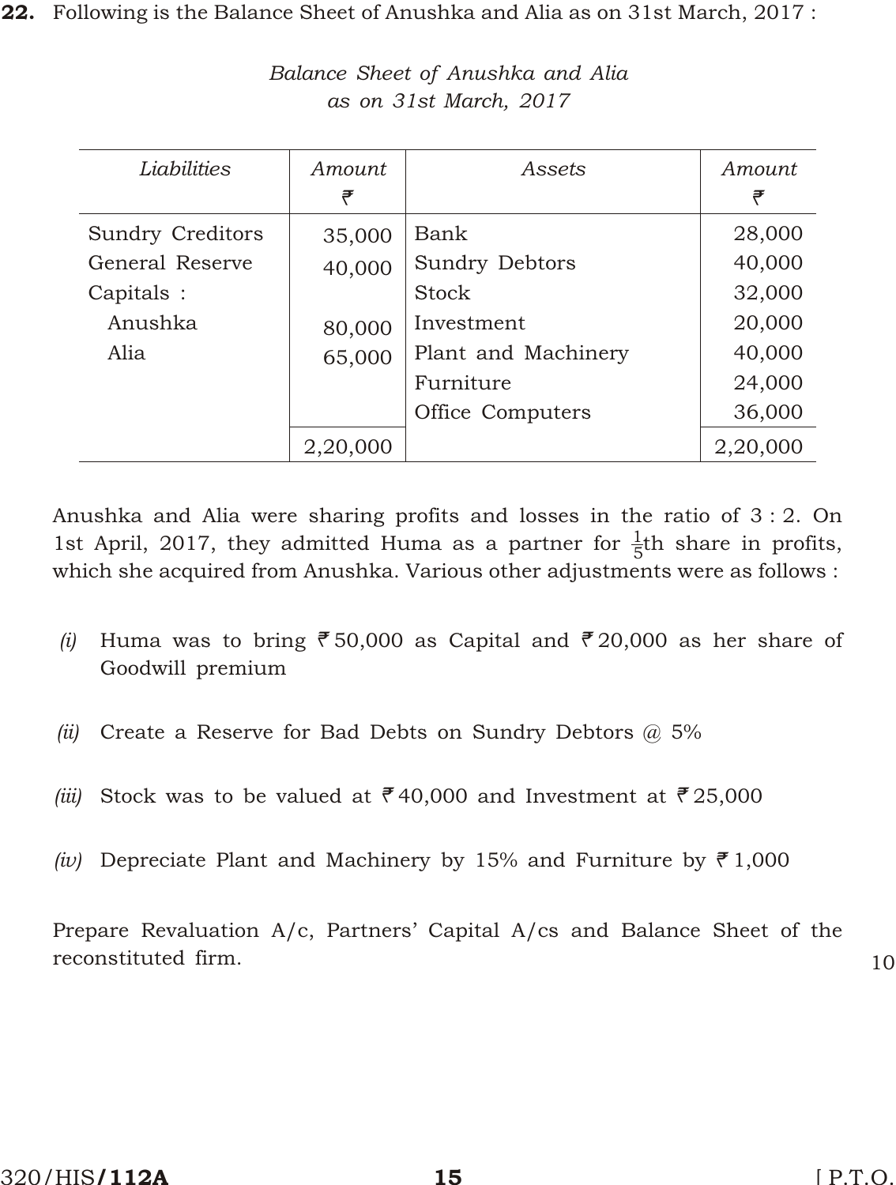**22.** Following is the Balance Sheet of Anushka and Alia as on 31st March, 2017 :

*Balance Sheet of Anushka and Alia as on 31st March, 2017*

| *Liabilities* | *Amount* ₹ | *Assets* | *Amount* ₹ |
|---|---|---|---|
| Sundry Creditors | 35,000 | Bank | 28,000 |
| General Reserve | 40,000 | Sundry Debtors | 40,000 |
| Capitals : | | Stock | 32,000 |
| Anushka | 80,000 | Investment | 20,000 |
| Alia | 65,000 | Plant and Machinery | 40,000 |
| | | Furniture | 24,000 |
| | | Office Computers | 36,000 |
| | 2,20,000 | | 2,20,000 |

Anushka and Alia were sharing profits and losses in the ratio of 3 : 2. On 1st April, 2017, they admitted Huma as a partner for $\frac{1}{5}$th share in profits, which she acquired from Anushka. Various other adjustments were as follows :

*(i)* Huma was to bring ₹ 50,000 as Capital and ₹ 20,000 as her share of Goodwill premium

*(ii)* Create a Reserve for Bad Debts on Sundry Debtors @ 5%

*(iii)* Stock was to be valued at ₹ 40,000 and Investment at ₹ 25,000

*(iv)* Depreciate Plant and Machinery by 15% and Furniture by ₹ 1,000

Prepare Revaluation A/c, Partners' Capital A/cs and Balance Sheet of the reconstituted firm. 10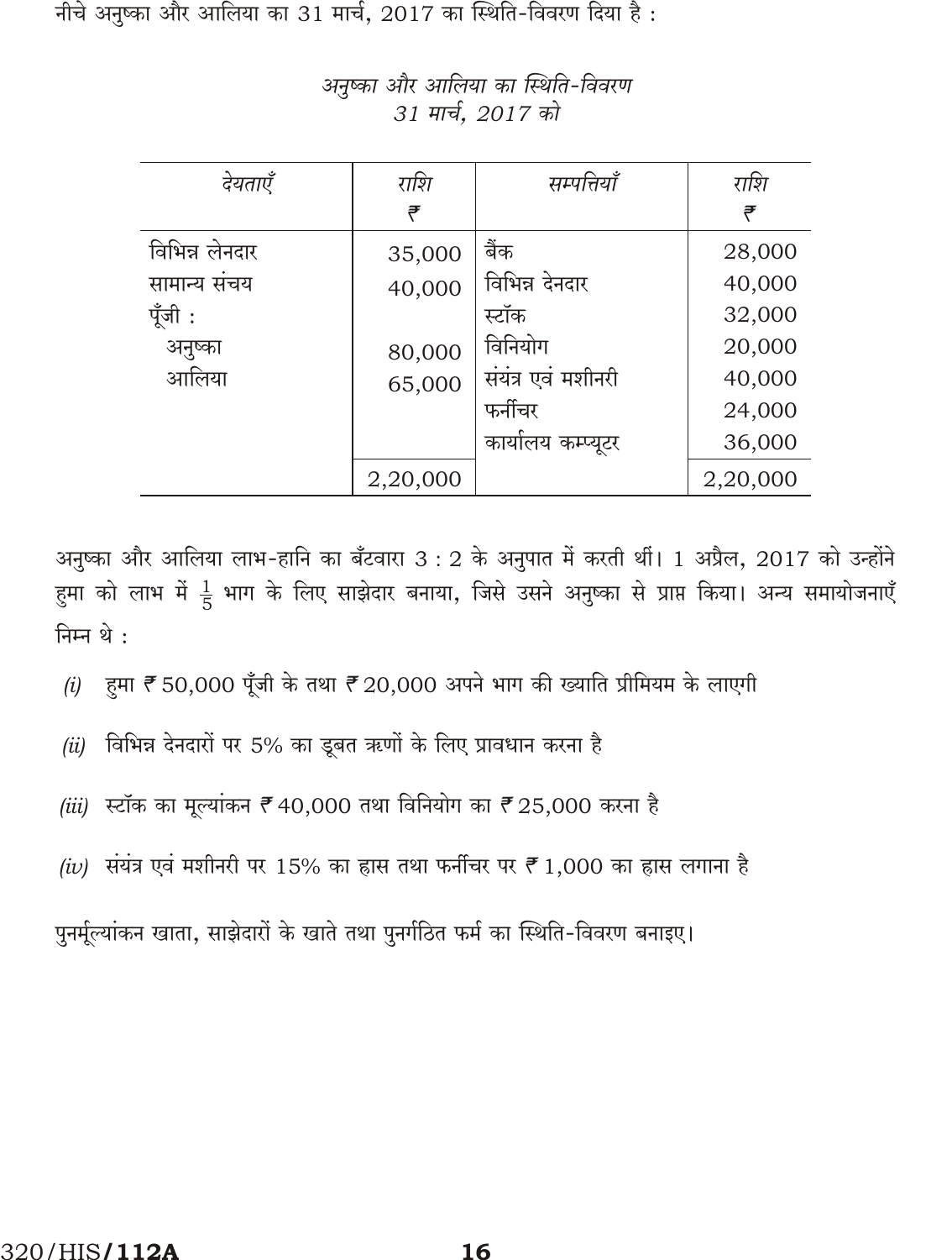नीचे अनुष्का और आलिया का 31 मार्च, 2017 का स्थिति-विवरण दिया है :

*अनुष्का और आलिया का स्थिति-विवरण*
*31 मार्च, 2017 को*

| *देयताएँ* | *राशि* ₹ | *सम्पत्तियाँ* | *राशि* ₹ |
|---|---|---|---|
| विभिन्न लेनदार | 35,000 | बैंक | 28,000 |
| सामान्य संचय | 40,000 | विभिन्न देनदार | 40,000 |
| पूँजी : | | स्टॉक | 32,000 |
| अनुष्का | 80,000 | विनियोग | 20,000 |
| आलिया | 65,000 | संयंत्र एवं मशीनरी | 40,000 |
| | | फर्नीचर | 24,000 |
| | | कार्यालय कम्प्यूटर | 36,000 |
| | 2,20,000 | | 2,20,000 |

अनुष्का और आलिया लाभ-हानि का बँटवारा 3 : 2 के अनुपात में करती थीं। 1 अप्रैल, 2017 को उन्होंने हुमा को लाभ में $\frac{1}{5}$ भाग के लिए साझेदार बनाया, जिसे उसने अनुष्का से प्राप्त किया। अन्य समायोजनाएँ निम्न थे :

*(i)* हुमा ₹ 50,000 पूँजी के तथा ₹ 20,000 अपने भाग की ख्याति प्रीमियम के लाएगी

*(ii)* विभिन्न देनदारों पर 5% का डूबत ऋणों के लिए प्रावधान करना है

*(iii)* स्टॉक का मूल्यांकन ₹ 40,000 तथा विनियोग का ₹ 25,000 करना है

*(iv)* संयंत्र एवं मशीनरी पर 15% का ह्रास तथा फर्नीचर पर ₹ 1,000 का ह्रास लगाना है

पुनर्मूल्यांकन खाता, साझेदारों के खाते तथा पुनर्गठित फर्म का स्थिति-विवरण बनाइए।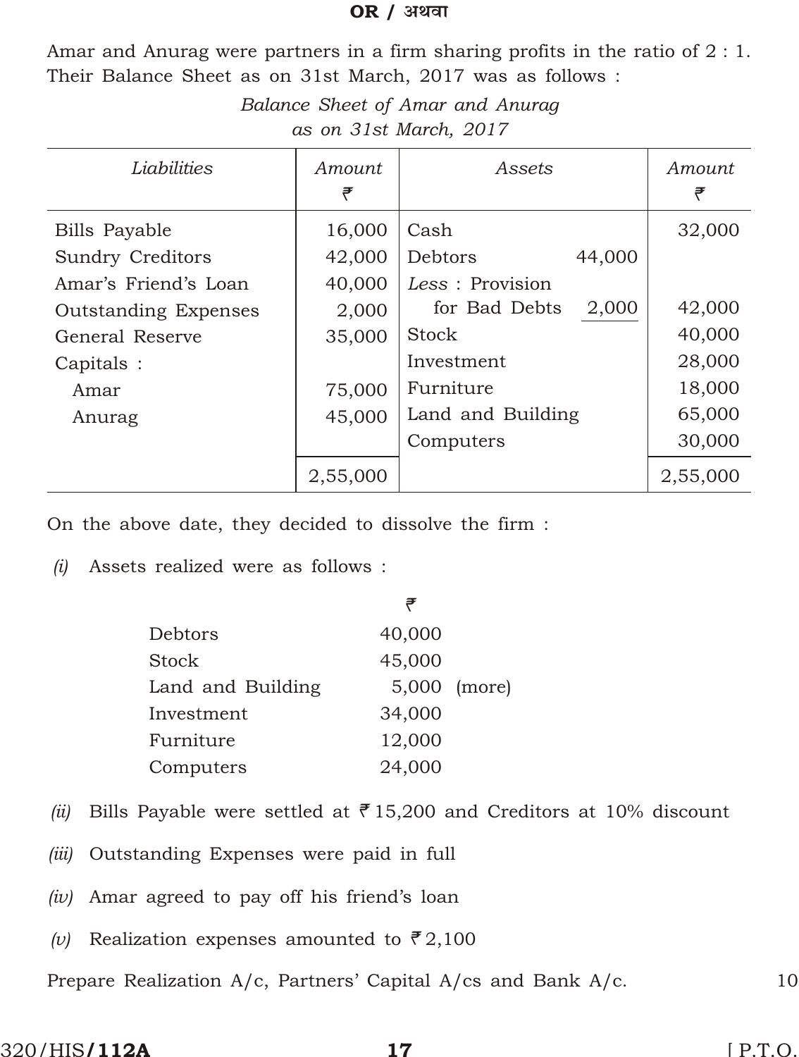**OR / अथवा**

Amar and Anurag were partners in a firm sharing profits in the ratio of 2 : 1. Their Balance Sheet as on 31st March, 2017 was as follows :

*Balance Sheet of Amar and Anurag*
*as on 31st March, 2017*

| *Liabilities* | *Amount* ₹ | *Assets* | | *Amount* ₹ |
|---|---|---|---|---|
| Bills Payable | 16,000 | Cash | | 32,000 |
| Sundry Creditors | 42,000 | Debtors | 44,000 | |
| Amar's Friend's Loan | 40,000 | *Less* : Provision | | |
| Outstanding Expenses | 2,000 | for Bad Debts | 2,000 | 42,000 |
| General Reserve | 35,000 | Stock | | 40,000 |
| Capitals : | | Investment | | 28,000 |
| Amar | 75,000 | Furniture | | 18,000 |
| Anurag | 45,000 | Land and Building | | 65,000 |
| | | Computers | | 30,000 |
| | 2,55,000 | | | 2,55,000 |

On the above date, they decided to dissolve the firm :

*(i)* Assets realized were as follows :

| | ₹ |
|---|---|
| Debtors | 40,000 |
| Stock | 45,000 |
| Land and Building | 5,000 (more) |
| Investment | 34,000 |
| Furniture | 12,000 |
| Computers | 24,000 |

*(ii)* Bills Payable were settled at ₹ 15,200 and Creditors at 10% discount

*(iii)* Outstanding Expenses were paid in full

*(iv)* Amar agreed to pay off his friend's loan

*(v)* Realization expenses amounted to ₹ 2,100

Prepare Realization A/c, Partners' Capital A/cs and Bank A/c. 10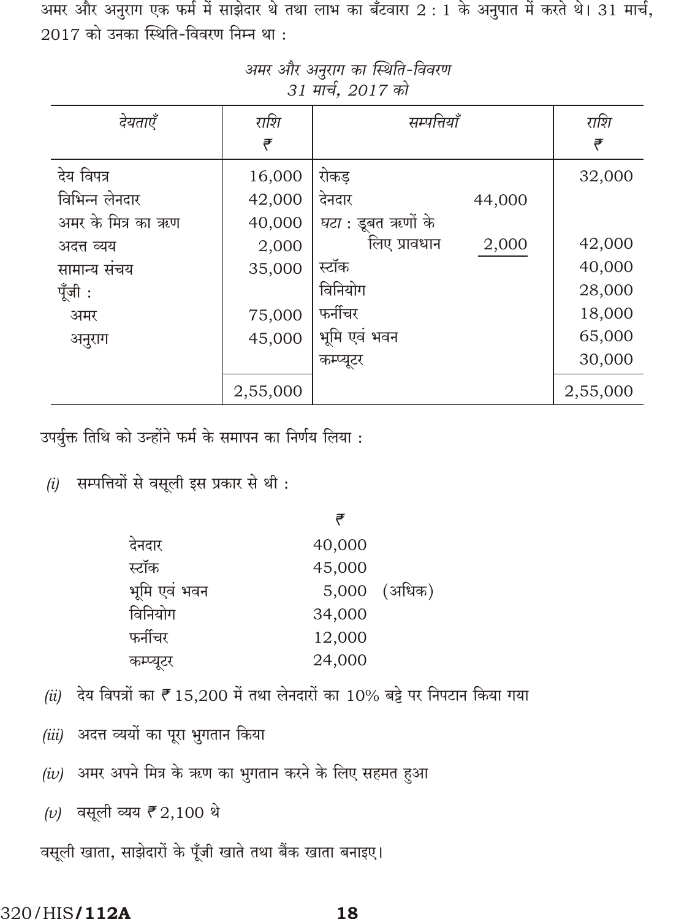अमर और अनुराग एक फर्म में साझेदार थे तथा लाभ का बँटवारा 2 : 1 के अनुपात में करते थे। 31 मार्च, 2017 को उनका स्थिति-विवरण निम्न था :

*अमर और अनुराग का स्थिति-विवरण*
*31 मार्च, 2017 को*

| *देयताएँ* | *राशि* ₹ | *सम्पत्तियाँ* | | *राशि* ₹ |
|---|---|---|---|---|
| देय विपत्र | 16,000 | रोकड़ | | 32,000 |
| विभिन्न लेनदार | 42,000 | देनदार | 44,000 | |
| अमर के मित्र का ऋण | 40,000 | *घटा* : डूबत ऋणों के | | |
| अदत्त व्यय | 2,000 | लिए प्रावधान | 2,000 | 42,000 |
| सामान्य संचय | 35,000 | स्टॉक | | 40,000 |
| पूँजी : | | विनियोग | | 28,000 |
| अमर | 75,000 | फर्नीचर | | 18,000 |
| अनुराग | 45,000 | भूमि एवं भवन | | 65,000 |
| | | कम्प्यूटर | | 30,000 |
| | 2,55,000 | | | 2,55,000 |

उपर्युक्त तिथि को उन्होंने फर्म के समापन का निर्णय लिया :

*(i)* सम्पत्तियों से वसूली इस प्रकार से थी :

| | ₹ | |
|---|---|---|
| देनदार | 40,000 | |
| स्टॉक | 45,000 | |
| भूमि एवं भवन | 5,000 | (अधिक) |
| विनियोग | 34,000 | |
| फर्नीचर | 12,000 | |
| कम्प्यूटर | 24,000 | |

*(ii)* देय विपत्रों का ₹ 15,200 में तथा लेनदारों का 10% बट्टे पर निपटान किया गया

*(iii)* अदत्त व्ययों का पूरा भुगतान किया

*(iv)* अमर अपने मित्र के ऋण का भुगतान करने के लिए सहमत हुआ

*(v)* वसूली व्यय ₹ 2,100 थे

वसूली खाता, साझेदारों के पूँजी खाते तथा बैंक खाता बनाइए।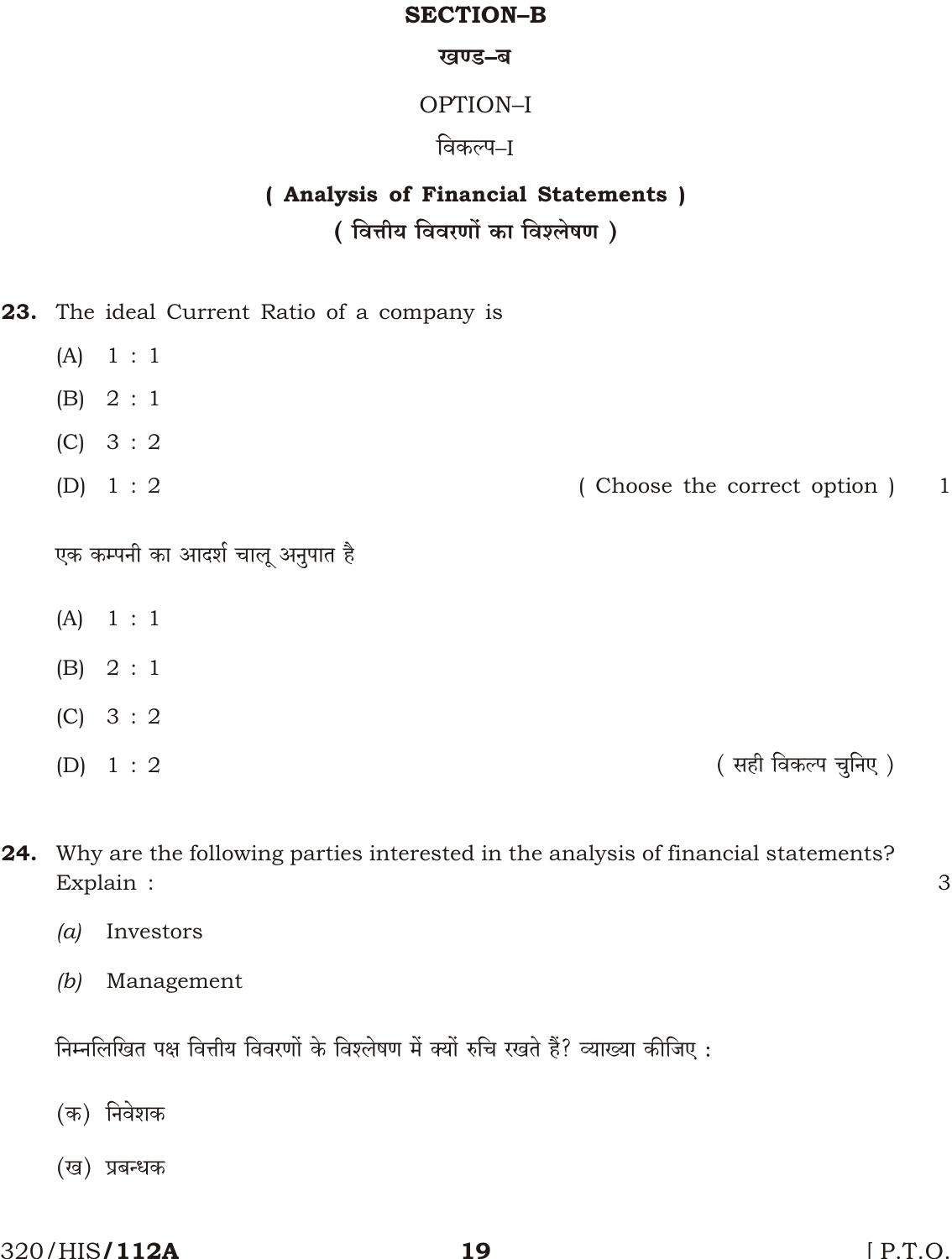# SECTION–B

## खण्ड–ब

### OPTION–I

### विकल्प–I

### ( Analysis of Financial Statements )

### ( वित्तीय विवरणों का विश्लेषण )

**23.** The ideal Current Ratio of a company is

(A) 1 : 1

(B) 2 : 1

(C) 3 : 2

(D) 1 : 2

( Choose the correct option ) 1

एक कम्पनी का आदर्श चालू अनुपात है

(A) 1 : 1

(B) 2 : 1

(C) 3 : 2

(D) 1 : 2

( सही विकल्प चुनिए )

**24.** Why are the following parties interested in the analysis of financial statements? Explain : 3

*(a)* Investors

*(b)* Management

निम्नलिखित पक्ष वित्तीय विवरणों के विश्लेषण में क्यों रुचि रखते हैं? व्याख्या कीजिए :

(क) निवेशक

(ख) प्रबन्धक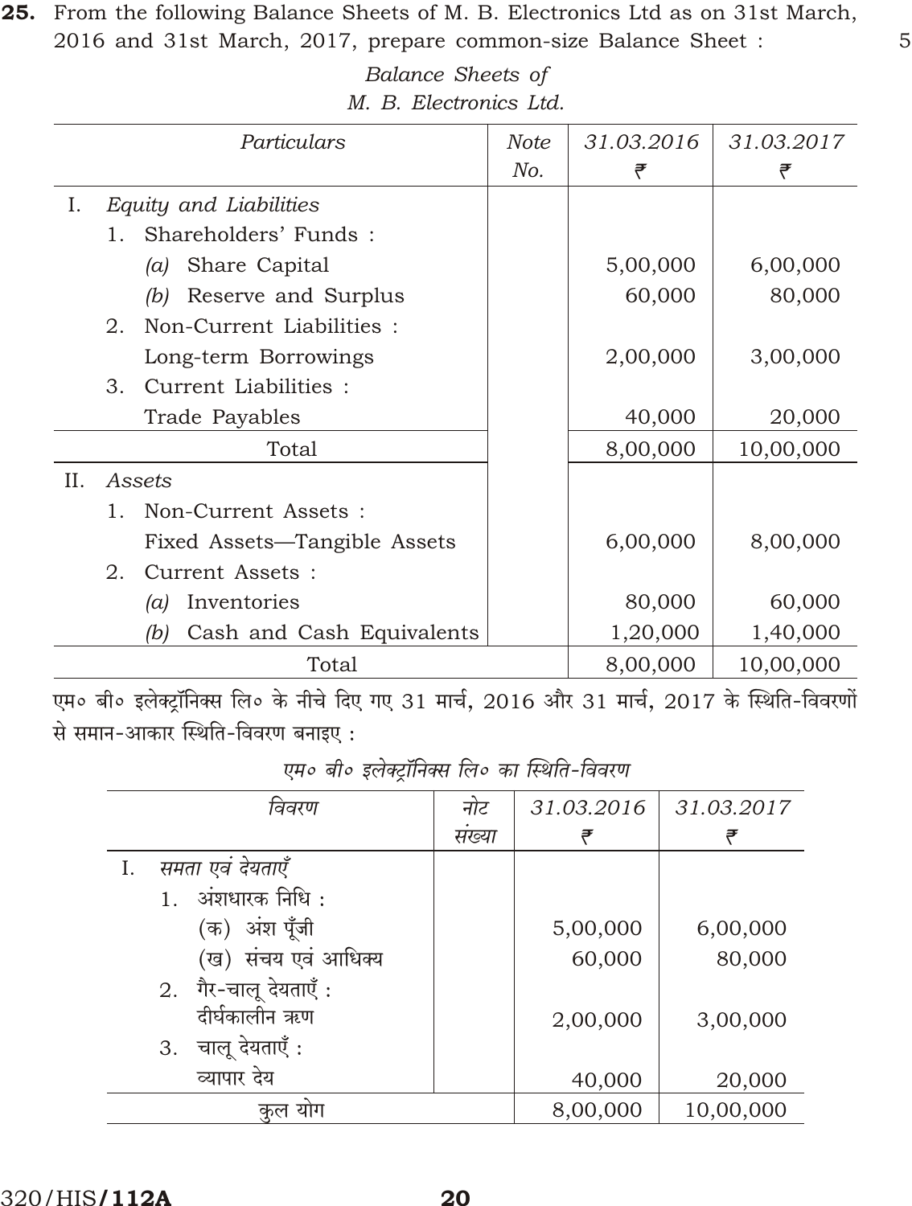**25.** From the following Balance Sheets of M. B. Electronics Ltd as on 31st March, 2016 and 31st March, 2017, prepare common-size Balance Sheet : 5

*Balance Sheets of*
*M. B. Electronics Ltd.*

| *Particulars* | *Note No.* | *31.03.2016* ₹ | *31.03.2017* ₹ |
|---|---|---|---|
| I. *Equity and Liabilities* | | | |
| 1. Shareholders' Funds : | | | |
| (a) Share Capital | | 5,00,000 | 6,00,000 |
| (b) Reserve and Surplus | | 60,000 | 80,000 |
| 2. Non-Current Liabilities : | | | |
| Long-term Borrowings | | 2,00,000 | 3,00,000 |
| 3. Current Liabilities : | | | |
| Trade Payables | | 40,000 | 20,000 |
| Total | | 8,00,000 | 10,00,000 |
| II. *Assets* | | | |
| 1. Non-Current Assets : | | | |
| Fixed Assets—Tangible Assets | | 6,00,000 | 8,00,000 |
| 2. Current Assets : | | | |
| (a) Inventories | | 80,000 | 60,000 |
| (b) Cash and Cash Equivalents | | 1,20,000 | 1,40,000 |
| Total | | 8,00,000 | 10,00,000 |

एम० बी० इलेक्ट्रॉनिक्स लि० के नीचे दिए गए 31 मार्च, 2016 और 31 मार्च, 2017 के स्थिति-विवरणों से समान-आकार स्थिति-विवरण बनाइए :

*एम० बी० इलेक्ट्रॉनिक्स लि० का स्थिति-विवरण*

| *विवरण* | *नोट संख्या* | *31.03.2016* ₹ | *31.03.2017* ₹ |
|---|---|---|---|
| I. *समता एवं देयताएँ* | | | |
| 1. अंशधारक निधि : | | | |
| (क) अंश पूँजी | | 5,00,000 | 6,00,000 |
| (ख) संचय एवं आधिक्य | | 60,000 | 80,000 |
| 2. गैर-चालू देयताएँ : | | | |
| दीर्घकालीन ऋण | | 2,00,000 | 3,00,000 |
| 3. चालू देयताएँ : | | | |
| व्यापार देय | | 40,000 | 20,000 |
| कुल योग | | 8,00,000 | 10,00,000 |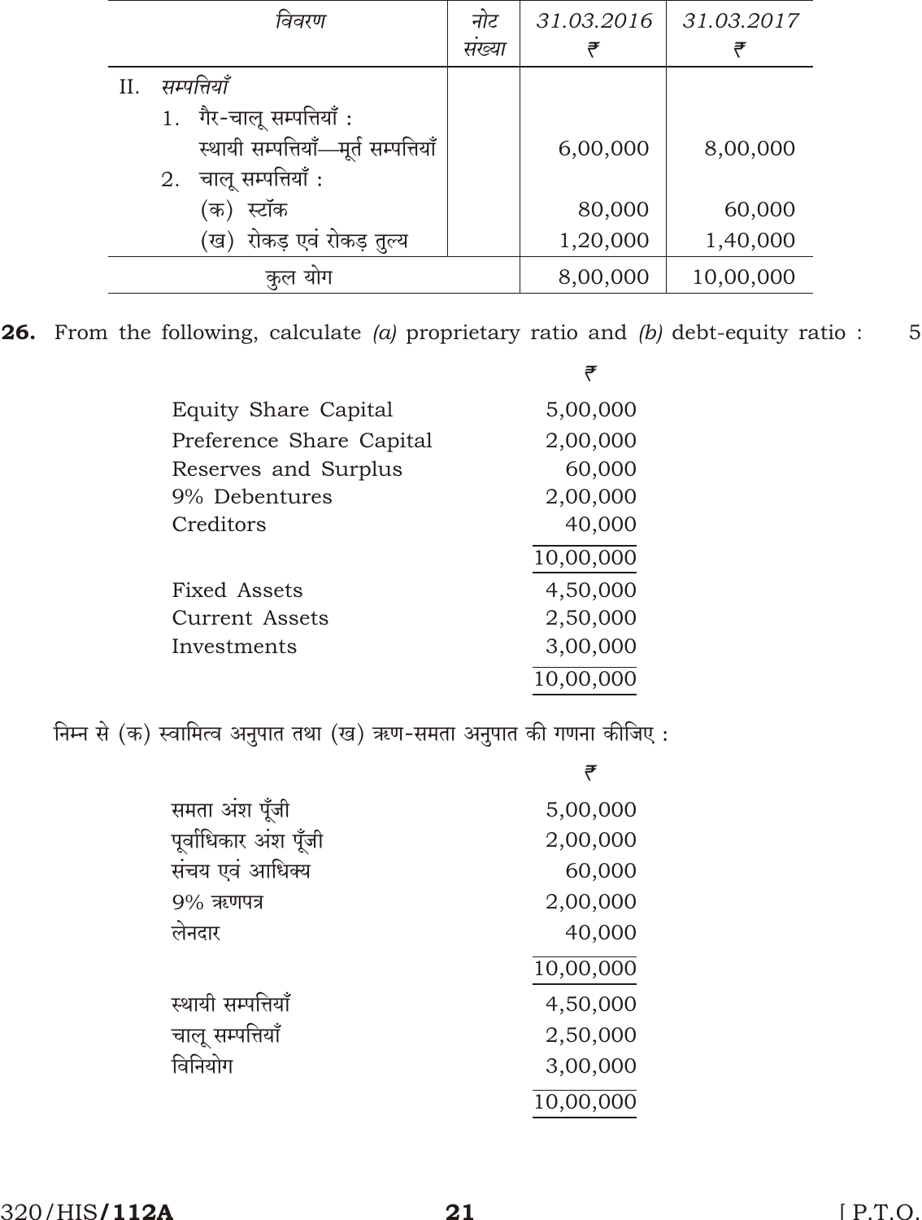| विवरण | नोट संख्या | 31.03.2016 ₹ | 31.03.2017 ₹ |
|---|---|---|---|
| II. *सम्पत्तियाँ* | | | |
| 1. गैर-चालू सम्पत्तियाँ : | | | |
| स्थायी सम्पत्तियाँ—मूर्त सम्पत्तियाँ | | 6,00,000 | 8,00,000 |
| 2. चालू सम्पत्तियाँ : | | | |
| (क) स्टॉक | | 80,000 | 60,000 |
| (ख) रोकड़ एवं रोकड़ तुल्य | | 1,20,000 | 1,40,000 |
| कुल योग | | 8,00,000 | 10,00,000 |

**26.** From the following, calculate *(a)* proprietary ratio and *(b)* debt-equity ratio : 5

| | ₹ |
|---|---|
| Equity Share Capital | 5,00,000 |
| Preference Share Capital | 2,00,000 |
| Reserves and Surplus | 60,000 |
| 9% Debentures | 2,00,000 |
| Creditors | 40,000 |
| | 10,00,000 |
| Fixed Assets | 4,50,000 |
| Current Assets | 2,50,000 |
| Investments | 3,00,000 |
| | 10,00,000 |

निम्न से (क) स्वामित्व अनुपात तथा (ख) ऋण-समता अनुपात की गणना कीजिए :

| | ₹ |
|---|---|
| समता अंश पूँजी | 5,00,000 |
| पूर्वाधिकार अंश पूँजी | 2,00,000 |
| संचय एवं आधिक्य | 60,000 |
| 9% ऋणपत्र | 2,00,000 |
| लेनदार | 40,000 |
| | 10,00,000 |
| स्थायी सम्पत्तियाँ | 4,50,000 |
| चालू सम्पत्तियाँ | 2,50,000 |
| विनियोग | 3,00,000 |
| | 10,00,000 |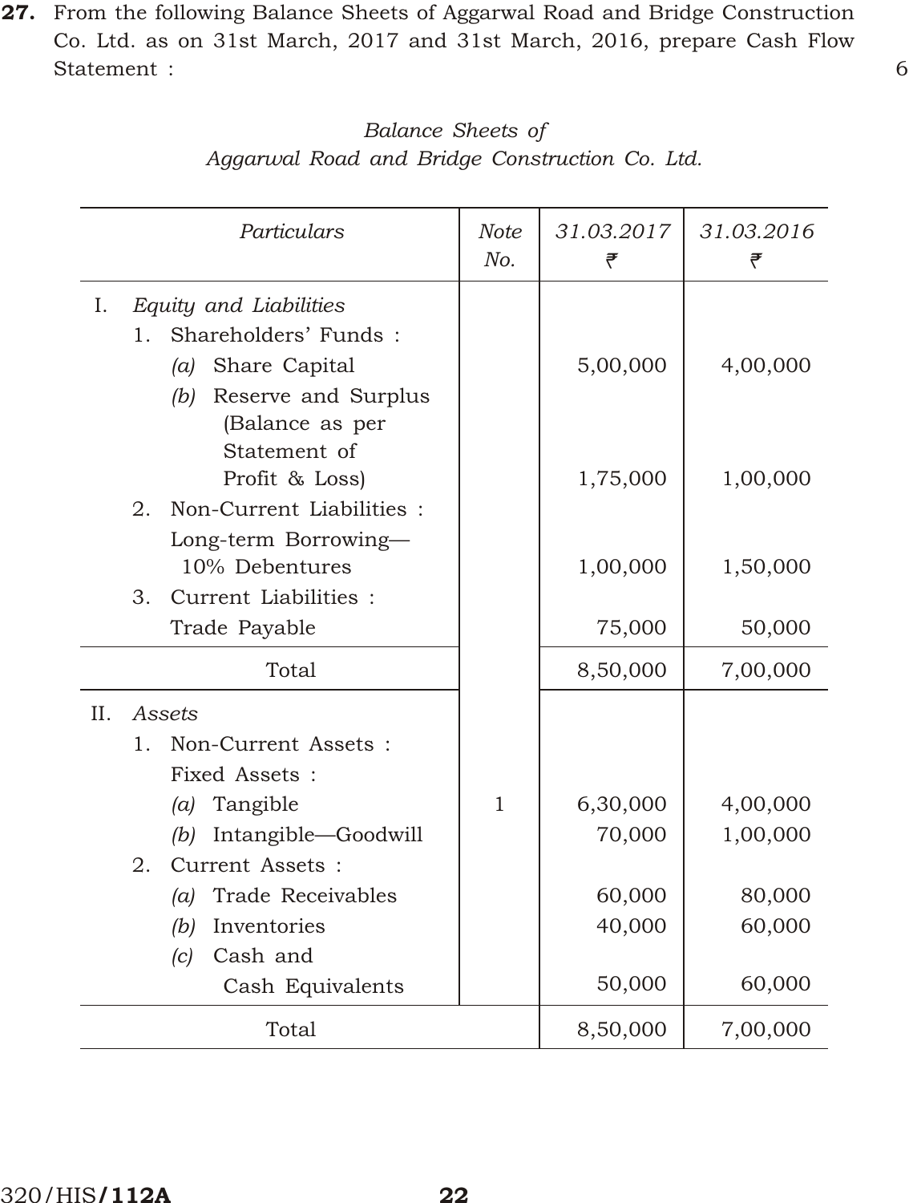**27.** From the following Balance Sheets of Aggarwal Road and Bridge Construction Co. Ltd. as on 31st March, 2017 and 31st March, 2016, prepare Cash Flow Statement : 6

*Balance Sheets of*
*Aggarwal Road and Bridge Construction Co. Ltd.*

| *Particulars* | *Note No.* | *31.03.2017* ₹ | *31.03.2016* ₹ |
|---|---|---|---|
| I. *Equity and Liabilities* | | | |
| 1. Shareholders' Funds : | | | |
| (a) Share Capital | | 5,00,000 | 4,00,000 |
| (b) Reserve and Surplus (Balance as per Statement of Profit & Loss) | | 1,75,000 | 1,00,000 |
| 2. Non-Current Liabilities : | | | |
| Long-term Borrowing—10% Debentures | | 1,00,000 | 1,50,000 |
| 3. Current Liabilities : | | | |
| Trade Payable | | 75,000 | 50,000 |
| Total | | 8,50,000 | 7,00,000 |
| II. *Assets* | | | |
| 1. Non-Current Assets : | | | |
| Fixed Assets : | | | |
| (a) Tangible | 1 | 6,30,000 | 4,00,000 |
| (b) Intangible—Goodwill | | 70,000 | 1,00,000 |
| 2. Current Assets : | | | |
| (a) Trade Receivables | | 60,000 | 80,000 |
| (b) Inventories | | 40,000 | 60,000 |
| (c) Cash and Cash Equivalents | | 50,000 | 60,000 |
| Total | | 8,50,000 | 7,00,000 |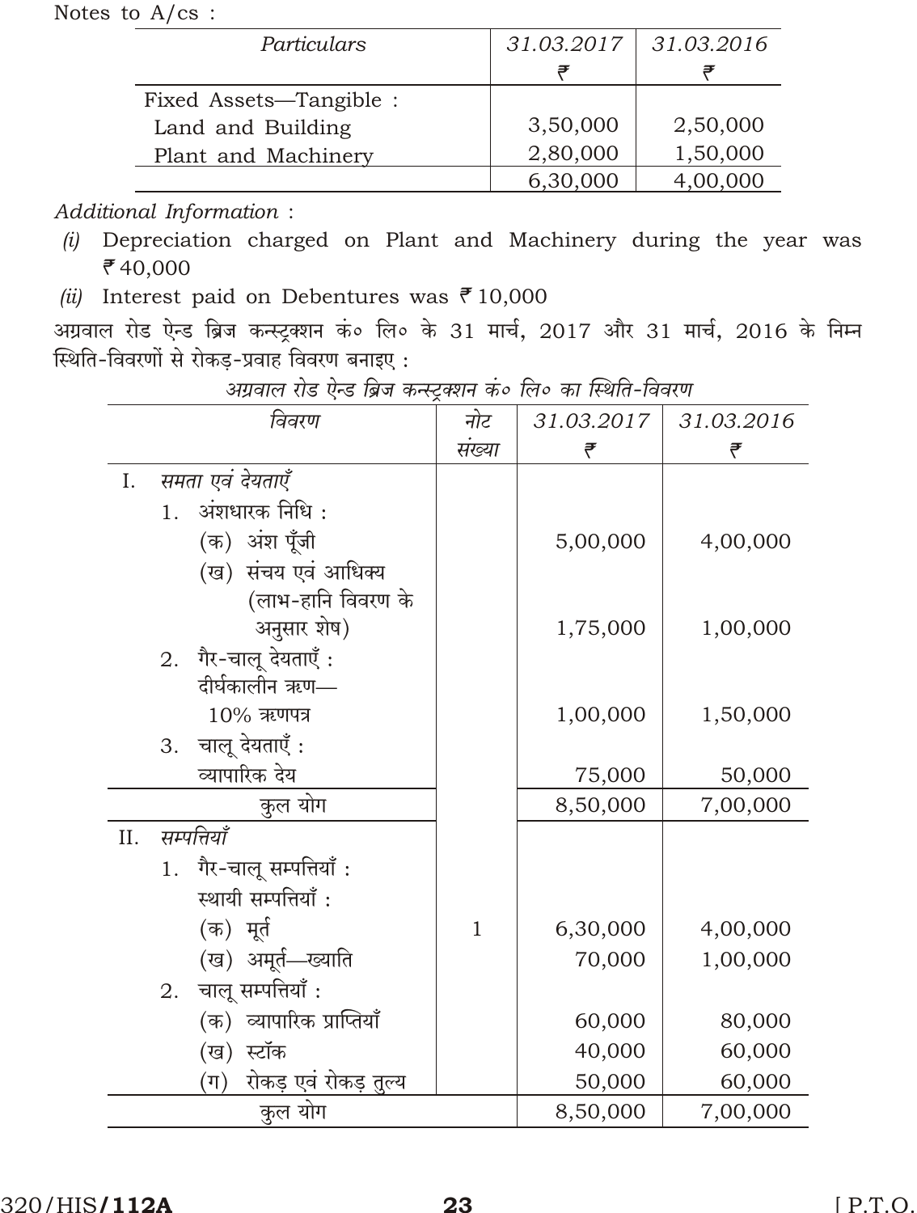Notes to A/cs :

| Particulars | 31.03.2017 ₹ | 31.03.2016 ₹ |
|---|---|---|
| Fixed Assets—Tangible : | | |
| Land and Building | 3,50,000 | 2,50,000 |
| Plant and Machinery | 2,80,000 | 1,50,000 |
| | 6,30,000 | 4,00,000 |

*Additional Information* :

*(i)* Depreciation charged on Plant and Machinery during the year was ₹ 40,000

*(ii)* Interest paid on Debentures was ₹ 10,000

अग्रवाल रोड ऐन्ड ब्रिज कन्स्ट्रक्शन कं० लि० के 31 मार्च, 2017 और 31 मार्च, 2016 के निम्न स्थिति-विवरणों से रोकड़-प्रवाह विवरण बनाइए :

*अग्रवाल रोड ऐन्ड ब्रिज कन्स्ट्रक्शन कं० लि० का स्थिति-विवरण*

| विवरण | नोट संख्या | 31.03.2017 ₹ | 31.03.2016 ₹ |
|---|---|---|---|
| I. *समता एवं देयताएँ* | | | |
| 1. अंशधारक निधि : | | | |
| (क) अंश पूँजी | | 5,00,000 | 4,00,000 |
| (ख) संचय एवं आधिक्य (लाभ-हानि विवरण के अनुसार शेष) | | 1,75,000 | 1,00,000 |
| 2. गैर-चालू देयताएँ : दीर्घकालीन ऋण— 10% ऋणपत्र | | 1,00,000 | 1,50,000 |
| 3. चालू देयताएँ : व्यापारिक देय | | 75,000 | 50,000 |
| कुल योग | | 8,50,000 | 7,00,000 |
| II. *सम्पत्तियाँ* | | | |
| 1. गैर-चालू सम्पत्तियाँ : स्थायी सम्पत्तियाँ : | | | |
| (क) मूर्त | 1 | 6,30,000 | 4,00,000 |
| (ख) अमूर्त—ख्याति | | 70,000 | 1,00,000 |
| 2. चालू सम्पत्तियाँ : | | | |
| (क) व्यापारिक प्राप्तियाँ | | 60,000 | 80,000 |
| (ख) स्टॉक | | 40,000 | 60,000 |
| (ग) रोकड़ एवं रोकड़ तुल्य | | 50,000 | 60,000 |
| कुल योग | | 8,50,000 | 7,00,000 |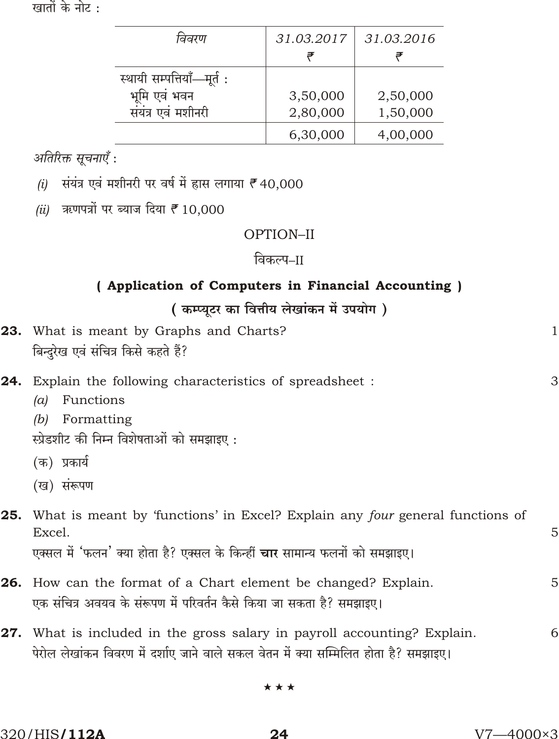खातों के नोट :

| विवरण | 31.03.2017 ₹ | 31.03.2016 ₹ |
|---|---|---|
| स्थायी सम्पत्तियाँ—मूर्त : | | |
| भूमि एवं भवन | 3,50,000 | 2,50,000 |
| संयंत्र एवं मशीनरी | 2,80,000 | 1,50,000 |
| | 6,30,000 | 4,00,000 |

*अतिरिक्त सूचनाएँ :*

*(i)* संयंत्र एवं मशीनरी पर वर्ष में ह्रास लगाया ₹ 40,000

*(ii)* ऋणपत्रों पर ब्याज दिया ₹ 10,000

## OPTION–II

## विकल्प–II

### ( Application of Computers in Financial Accounting )

### ( कम्प्यूटर का वित्तीय लेखांकन में उपयोग )

**23.** What is meant by Graphs and Charts? 1

बिन्दुरेख एवं संचित्र किसे कहते हैं?

**24.** Explain the following characteristics of spreadsheet : 3

*(a)* Functions

*(b)* Formatting

स्प्रेडशीट की निम्न विशेषताओं को समझाइए :

(क) प्रकार्य

(ख) संरूपण

**25.** What is meant by 'functions' in Excel? Explain any *four* general functions of Excel. 5

एक्सल में 'फलन' क्या होता है? एक्सल के किन्हीं **चार** सामान्य फलनों को समझाइए।

**26.** How can the format of a Chart element be changed? Explain. 5

एक संचित्र अवयव के संरूपण में परिवर्तन कैसे किया जा सकता है? समझाइए।

**27.** What is included in the gross salary in payroll accounting? Explain. 6

पेरोल लेखांकन विवरण में दर्शाए जाने वाले सकल वेतन में क्या सम्मिलित होता है? समझाइए।

★ ★ ★